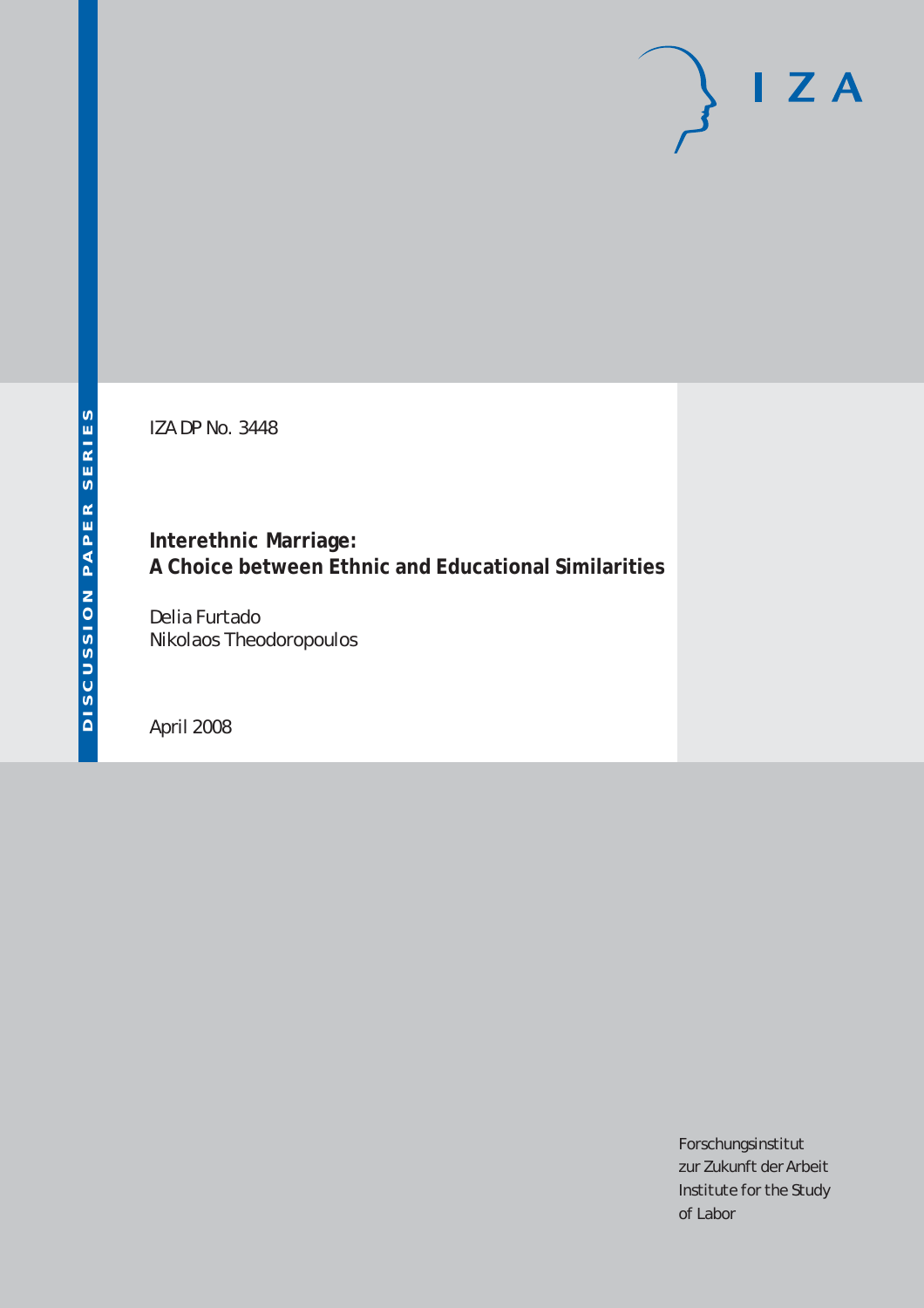DISCUSSION PAPER SERIES

IZA

IZA DP No. 3448

# Interethnic Marriage: A Choice between Ethnic and Educational Similarities

Delia Furtado
Nikolaos Theodoropoulos

April 2008

Forschungsinstitut
zur Zukunft der Arbeit
Institute for the Study
of Labor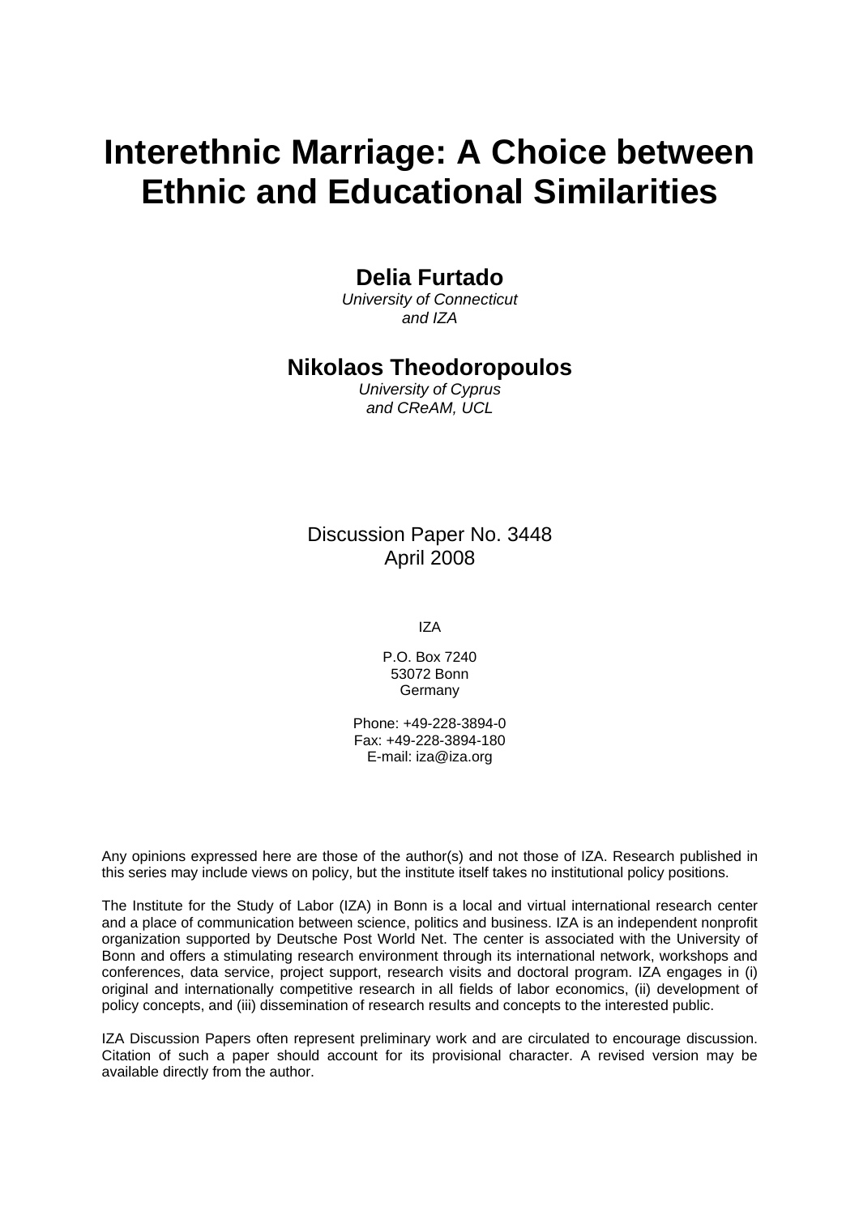// Claude's transcription of page 2 of 33 (document 2d7d08e3a2b6)
# Interethnic Marriage: A Choice between Ethnic and Educational Similarities

**Delia Furtado**
*University of Connecticut and IZA*

**Nikolaos Theodoropoulos**
*University of Cyprus and CReAM, UCL*

Discussion Paper No. 3448
April 2008

IZA

P.O. Box 7240
53072 Bonn
Germany

Phone: +49-228-3894-0
Fax: +49-228-3894-180
E-mail: iza@iza.org

Any opinions expressed here are those of the author(s) and not those of IZA. Research published in this series may include views on policy, but the institute itself takes no institutional policy positions.

The Institute for the Study of Labor (IZA) in Bonn is a local and virtual international research center and a place of communication between science, politics and business. IZA is an independent nonprofit organization supported by Deutsche Post World Net. The center is associated with the University of Bonn and offers a stimulating research environment through its international network, workshops and conferences, data service, project support, research visits and doctoral program. IZA engages in (i) original and internationally competitive research in all fields of labor economics, (ii) development of policy concepts, and (iii) dissemination of research results and concepts to the interested public.

IZA Discussion Papers often represent preliminary work and are circulated to encourage discussion. Citation of such a paper should account for its provisional character. A revised version may be available directly from the author.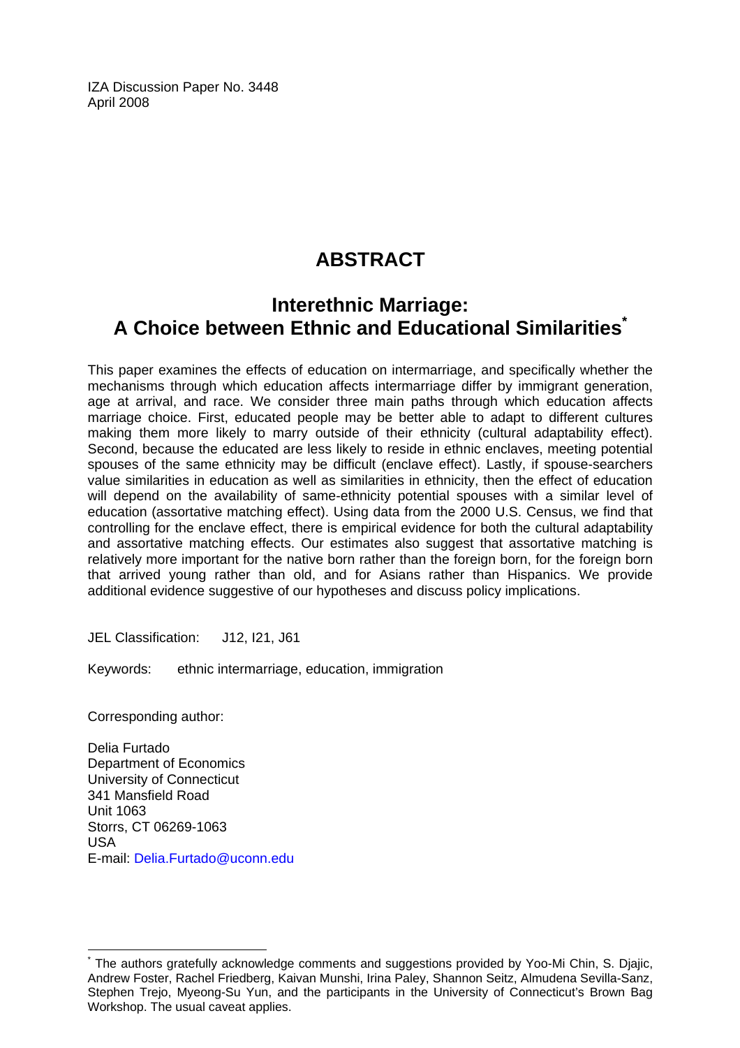IZA Discussion Paper No. 3448
April 2008

# ABSTRACT

## Interethnic Marriage: A Choice between Ethnic and Educational Similarities*

This paper examines the effects of education on intermarriage, and specifically whether the mechanisms through which education affects intermarriage differ by immigrant generation, age at arrival, and race. We consider three main paths through which education affects marriage choice. First, educated people may be better able to adapt to different cultures making them more likely to marry outside of their ethnicity (cultural adaptability effect). Second, because the educated are less likely to reside in ethnic enclaves, meeting potential spouses of the same ethnicity may be difficult (enclave effect). Lastly, if spouse-searchers value similarities in education as well as similarities in ethnicity, then the effect of education will depend on the availability of same-ethnicity potential spouses with a similar level of education (assortative matching effect). Using data from the 2000 U.S. Census, we find that controlling for the enclave effect, there is empirical evidence for both the cultural adaptability and assortative matching effects. Our estimates also suggest that assortative matching is relatively more important for the native born rather than the foreign born, for the foreign born that arrived young rather than old, and for Asians rather than Hispanics. We provide additional evidence suggestive of our hypotheses and discuss policy implications.

JEL Classification: J12, I21, J61

Keywords: ethnic intermarriage, education, immigration

Corresponding author:

Delia Furtado
Department of Economics
University of Connecticut
341 Mansfield Road
Unit 1063
Storrs, CT 06269-1063
USA
E-mail: Delia.Furtado@uconn.edu

---

* The authors gratefully acknowledge comments and suggestions provided by Yoo-Mi Chin, S. Djajic, Andrew Foster, Rachel Friedberg, Kaivan Munshi, Irina Paley, Shannon Seitz, Almudena Sevilla-Sanz, Stephen Trejo, Myeong-Su Yun, and the participants in the University of Connecticut's Brown Bag Workshop. The usual caveat applies.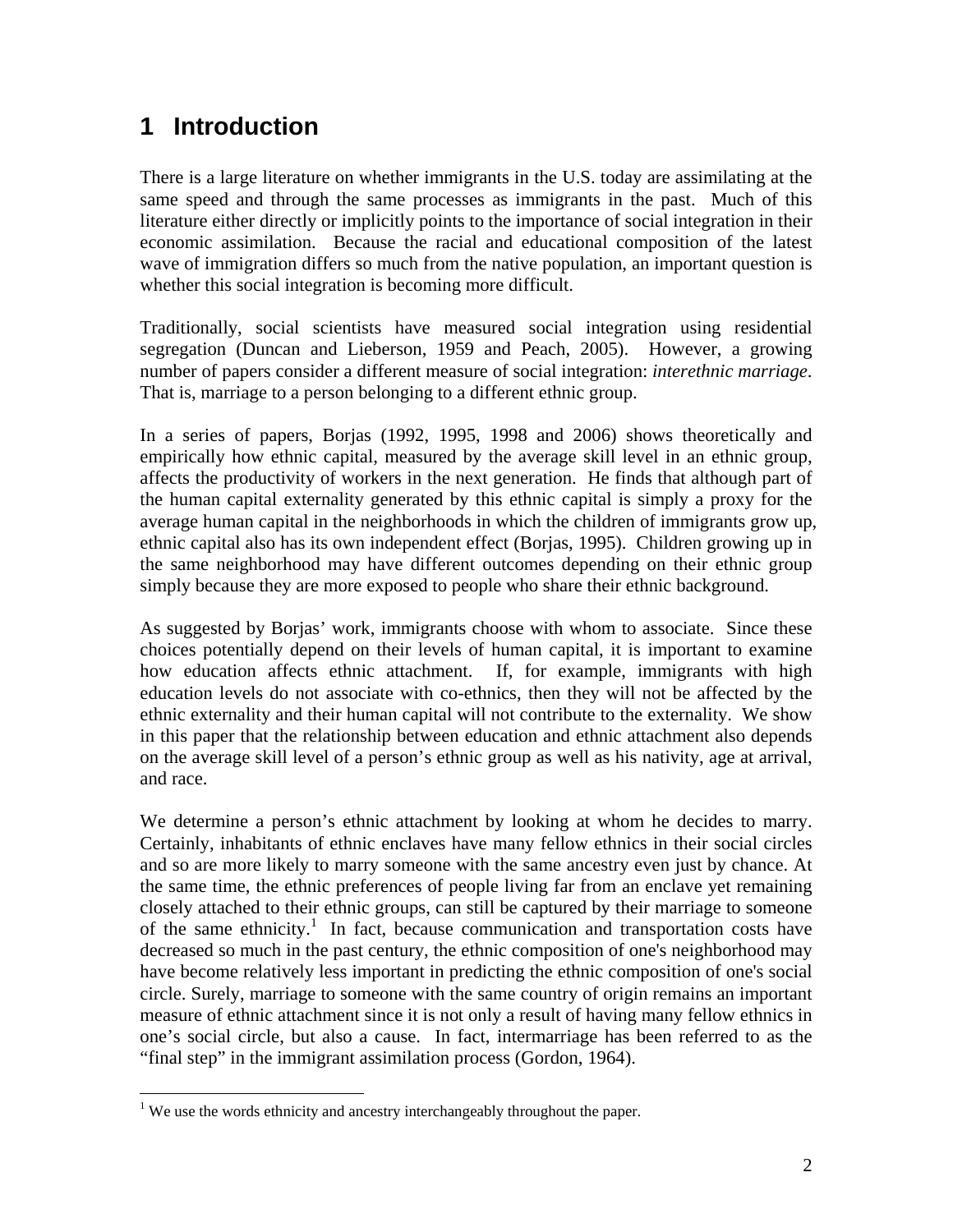# 1 Introduction

There is a large literature on whether immigrants in the U.S. today are assimilating at the same speed and through the same processes as immigrants in the past. Much of this literature either directly or implicitly points to the importance of social integration in their economic assimilation. Because the racial and educational composition of the latest wave of immigration differs so much from the native population, an important question is whether this social integration is becoming more difficult.

Traditionally, social scientists have measured social integration using residential segregation (Duncan and Lieberson, 1959 and Peach, 2005). However, a growing number of papers consider a different measure of social integration: *interethnic marriage*. That is, marriage to a person belonging to a different ethnic group.

In a series of papers, Borjas (1992, 1995, 1998 and 2006) shows theoretically and empirically how ethnic capital, measured by the average skill level in an ethnic group, affects the productivity of workers in the next generation. He finds that although part of the human capital externality generated by this ethnic capital is simply a proxy for the average human capital in the neighborhoods in which the children of immigrants grow up, ethnic capital also has its own independent effect (Borjas, 1995). Children growing up in the same neighborhood may have different outcomes depending on their ethnic group simply because they are more exposed to people who share their ethnic background.

As suggested by Borjas' work, immigrants choose with whom to associate. Since these choices potentially depend on their levels of human capital, it is important to examine how education affects ethnic attachment. If, for example, immigrants with high education levels do not associate with co-ethnics, then they will not be affected by the ethnic externality and their human capital will not contribute to the externality. We show in this paper that the relationship between education and ethnic attachment also depends on the average skill level of a person's ethnic group as well as his nativity, age at arrival, and race.

We determine a person's ethnic attachment by looking at whom he decides to marry. Certainly, inhabitants of ethnic enclaves have many fellow ethnics in their social circles and so are more likely to marry someone with the same ancestry even just by chance. At the same time, the ethnic preferences of people living far from an enclave yet remaining closely attached to their ethnic groups, can still be captured by their marriage to someone of the same ethnicity.[1] In fact, because communication and transportation costs have decreased so much in the past century, the ethnic composition of one's neighborhood may have become relatively less important in predicting the ethnic composition of one's social circle. Surely, marriage to someone with the same country of origin remains an important measure of ethnic attachment since it is not only a result of having many fellow ethnics in one's social circle, but also a cause. In fact, intermarriage has been referred to as the "final step" in the immigrant assimilation process (Gordon, 1964).

[1] We use the words ethnicity and ancestry interchangeably throughout the paper.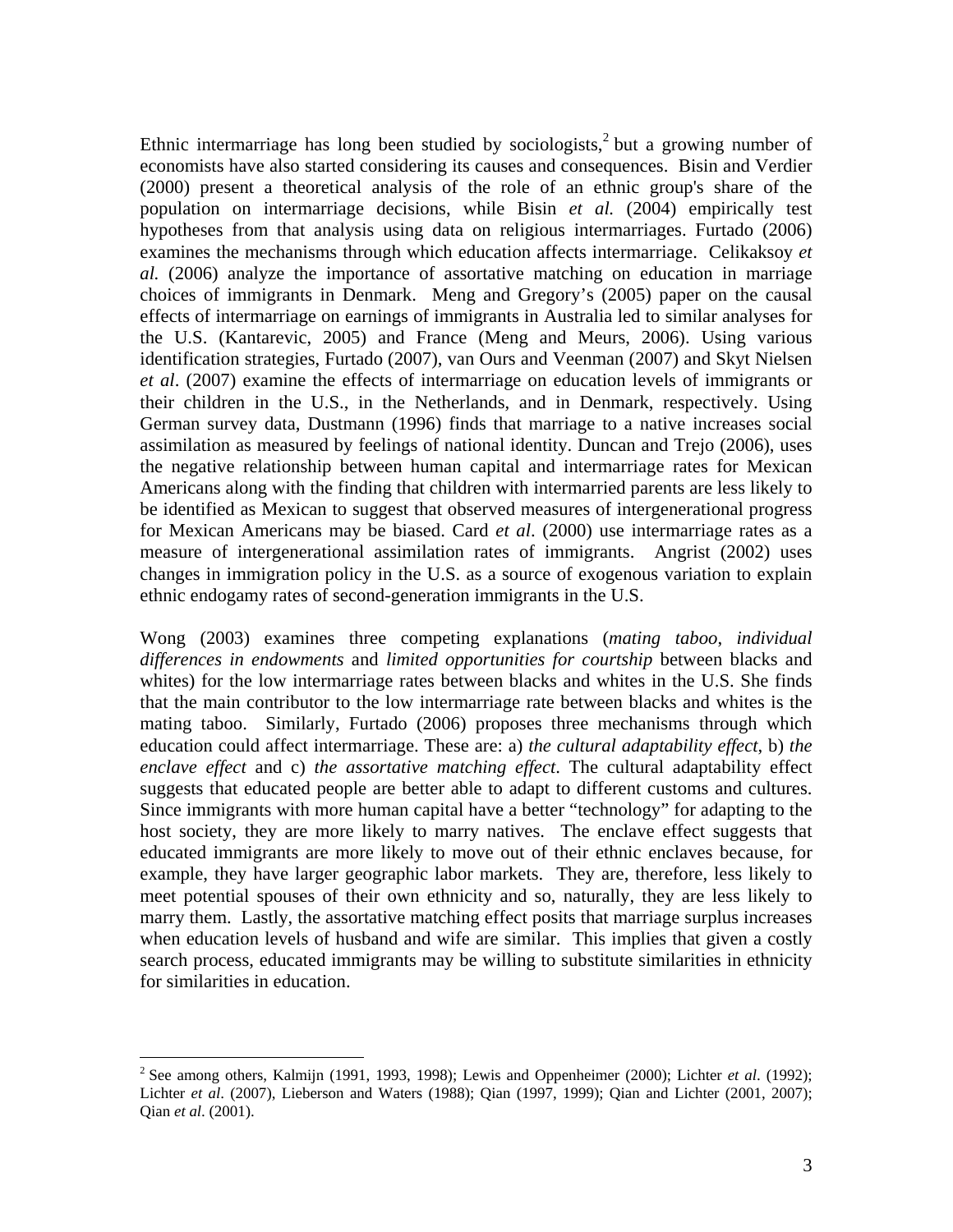Ethnic intermarriage has long been studied by sociologists,[2] but a growing number of economists have also started considering its causes and consequences. Bisin and Verdier (2000) present a theoretical analysis of the role of an ethnic group's share of the population on intermarriage decisions, while Bisin *et al.* (2004) empirically test hypotheses from that analysis using data on religious intermarriages. Furtado (2006) examines the mechanisms through which education affects intermarriage. Celikaksoy *et al.* (2006) analyze the importance of assortative matching on education in marriage choices of immigrants in Denmark. Meng and Gregory's (2005) paper on the causal effects of intermarriage on earnings of immigrants in Australia led to similar analyses for the U.S. (Kantarevic, 2005) and France (Meng and Meurs, 2006). Using various identification strategies, Furtado (2007), van Ours and Veenman (2007) and Skyt Nielsen *et al*. (2007) examine the effects of intermarriage on education levels of immigrants or their children in the U.S., in the Netherlands, and in Denmark, respectively. Using German survey data, Dustmann (1996) finds that marriage to a native increases social assimilation as measured by feelings of national identity. Duncan and Trejo (2006), uses the negative relationship between human capital and intermarriage rates for Mexican Americans along with the finding that children with intermarried parents are less likely to be identified as Mexican to suggest that observed measures of intergenerational progress for Mexican Americans may be biased. Card *et al*. (2000) use intermarriage rates as a measure of intergenerational assimilation rates of immigrants. Angrist (2002) uses changes in immigration policy in the U.S. as a source of exogenous variation to explain ethnic endogamy rates of second-generation immigrants in the U.S.

Wong (2003) examines three competing explanations (*mating taboo, individual differences in endowments* and *limited opportunities for courtship* between blacks and whites) for the low intermarriage rates between blacks and whites in the U.S. She finds that the main contributor to the low intermarriage rate between blacks and whites is the mating taboo. Similarly, Furtado (2006) proposes three mechanisms through which education could affect intermarriage. These are: a) *the cultural adaptability effect*, b) *the enclave effect* and c) *the assortative matching effect*. The cultural adaptability effect suggests that educated people are better able to adapt to different customs and cultures. Since immigrants with more human capital have a better "technology" for adapting to the host society, they are more likely to marry natives. The enclave effect suggests that educated immigrants are more likely to move out of their ethnic enclaves because, for example, they have larger geographic labor markets. They are, therefore, less likely to meet potential spouses of their own ethnicity and so, naturally, they are less likely to marry them. Lastly, the assortative matching effect posits that marriage surplus increases when education levels of husband and wife are similar. This implies that given a costly search process, educated immigrants may be willing to substitute similarities in ethnicity for similarities in education.

[2] See among others, Kalmijn (1991, 1993, 1998); Lewis and Oppenheimer (2000); Lichter *et al*. (1992); Lichter *et al*. (2007), Lieberson and Waters (1988); Qian (1997, 1999); Qian and Lichter (2001, 2007); Qian *et al*. (2001).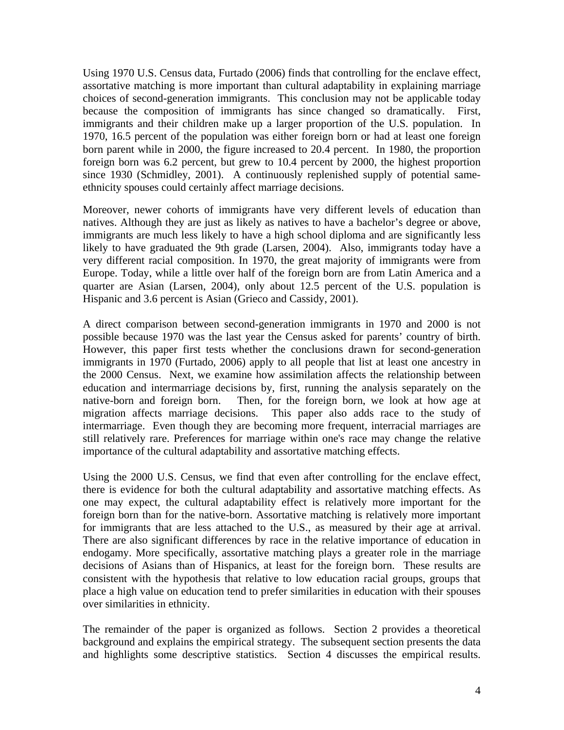Using 1970 U.S. Census data, Furtado (2006) finds that controlling for the enclave effect, assortative matching is more important than cultural adaptability in explaining marriage choices of second-generation immigrants. This conclusion may not be applicable today because the composition of immigrants has since changed so dramatically. First, immigrants and their children make up a larger proportion of the U.S. population. In 1970, 16.5 percent of the population was either foreign born or had at least one foreign born parent while in 2000, the figure increased to 20.4 percent. In 1980, the proportion foreign born was 6.2 percent, but grew to 10.4 percent by 2000, the highest proportion since 1930 (Schmidley, 2001). A continuously replenished supply of potential same-ethnicity spouses could certainly affect marriage decisions.

Moreover, newer cohorts of immigrants have very different levels of education than natives. Although they are just as likely as natives to have a bachelor's degree or above, immigrants are much less likely to have a high school diploma and are significantly less likely to have graduated the 9th grade (Larsen, 2004). Also, immigrants today have a very different racial composition. In 1970, the great majority of immigrants were from Europe. Today, while a little over half of the foreign born are from Latin America and a quarter are Asian (Larsen, 2004), only about 12.5 percent of the U.S. population is Hispanic and 3.6 percent is Asian (Grieco and Cassidy, 2001).

A direct comparison between second-generation immigrants in 1970 and 2000 is not possible because 1970 was the last year the Census asked for parents' country of birth. However, this paper first tests whether the conclusions drawn for second-generation immigrants in 1970 (Furtado, 2006) apply to all people that list at least one ancestry in the 2000 Census. Next, we examine how assimilation affects the relationship between education and intermarriage decisions by, first, running the analysis separately on the native-born and foreign born. Then, for the foreign born, we look at how age at migration affects marriage decisions. This paper also adds race to the study of intermarriage. Even though they are becoming more frequent, interracial marriages are still relatively rare. Preferences for marriage within one's race may change the relative importance of the cultural adaptability and assortative matching effects.

Using the 2000 U.S. Census, we find that even after controlling for the enclave effect, there is evidence for both the cultural adaptability and assortative matching effects. As one may expect, the cultural adaptability effect is relatively more important for the foreign born than for the native-born. Assortative matching is relatively more important for immigrants that are less attached to the U.S., as measured by their age at arrival. There are also significant differences by race in the relative importance of education in endogamy. More specifically, assortative matching plays a greater role in the marriage decisions of Asians than of Hispanics, at least for the foreign born. These results are consistent with the hypothesis that relative to low education racial groups, groups that place a high value on education tend to prefer similarities in education with their spouses over similarities in ethnicity.

The remainder of the paper is organized as follows. Section 2 provides a theoretical background and explains the empirical strategy. The subsequent section presents the data and highlights some descriptive statistics. Section 4 discusses the empirical results.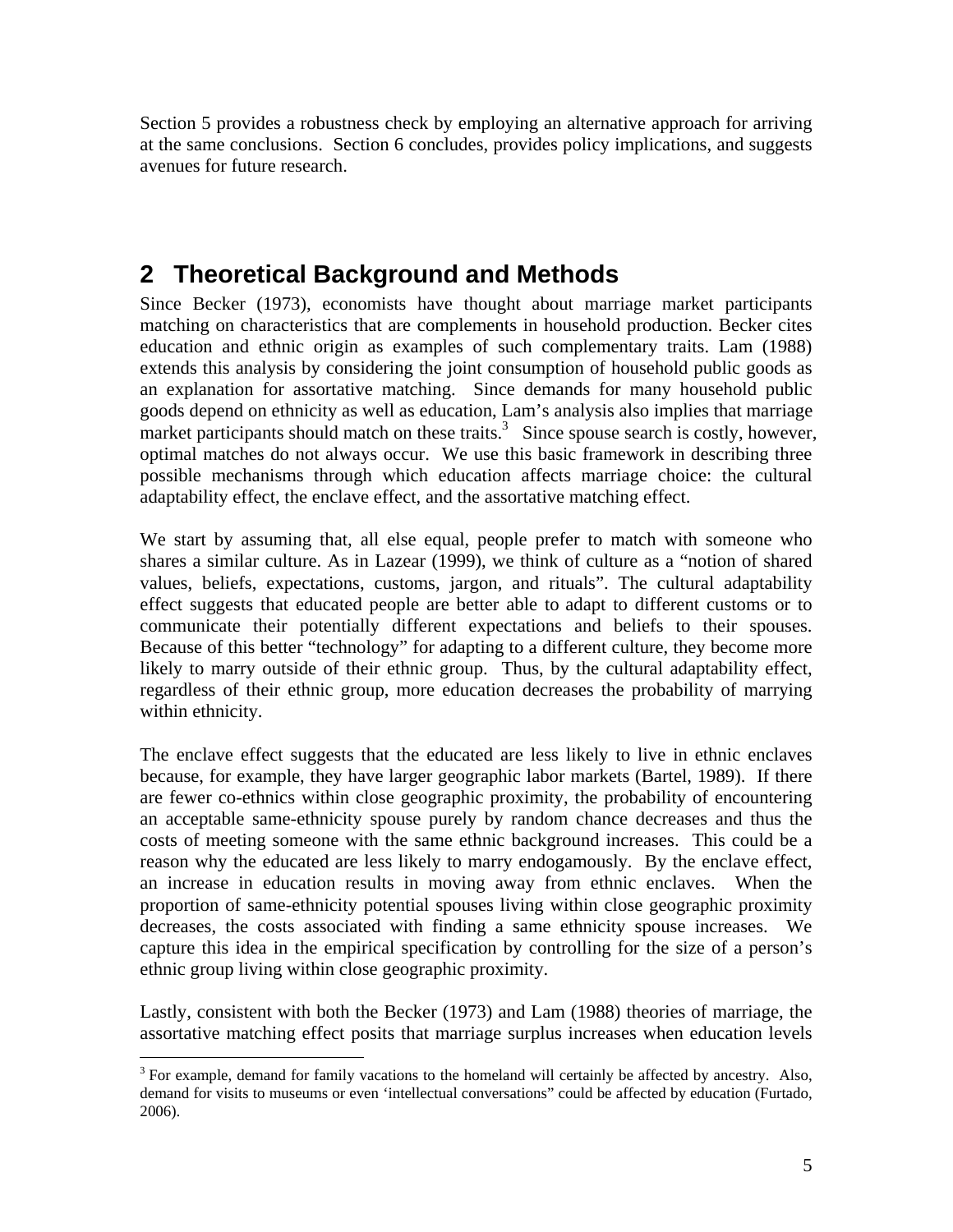Section 5 provides a robustness check by employing an alternative approach for arriving at the same conclusions. Section 6 concludes, provides policy implications, and suggests avenues for future research.

## 2 Theoretical Background and Methods

Since Becker (1973), economists have thought about marriage market participants matching on characteristics that are complements in household production. Becker cites education and ethnic origin as examples of such complementary traits. Lam (1988) extends this analysis by considering the joint consumption of household public goods as an explanation for assortative matching. Since demands for many household public goods depend on ethnicity as well as education, Lam's analysis also implies that marriage market participants should match on these traits.[3] Since spouse search is costly, however, optimal matches do not always occur. We use this basic framework in describing three possible mechanisms through which education affects marriage choice: the cultural adaptability effect, the enclave effect, and the assortative matching effect.

We start by assuming that, all else equal, people prefer to match with someone who shares a similar culture. As in Lazear (1999), we think of culture as a "notion of shared values, beliefs, expectations, customs, jargon, and rituals". The cultural adaptability effect suggests that educated people are better able to adapt to different customs or to communicate their potentially different expectations and beliefs to their spouses. Because of this better "technology" for adapting to a different culture, they become more likely to marry outside of their ethnic group. Thus, by the cultural adaptability effect, regardless of their ethnic group, more education decreases the probability of marrying within ethnicity.

The enclave effect suggests that the educated are less likely to live in ethnic enclaves because, for example, they have larger geographic labor markets (Bartel, 1989). If there are fewer co-ethnics within close geographic proximity, the probability of encountering an acceptable same-ethnicity spouse purely by random chance decreases and thus the costs of meeting someone with the same ethnic background increases. This could be a reason why the educated are less likely to marry endogamously. By the enclave effect, an increase in education results in moving away from ethnic enclaves. When the proportion of same-ethnicity potential spouses living within close geographic proximity decreases, the costs associated with finding a same ethnicity spouse increases. We capture this idea in the empirical specification by controlling for the size of a person's ethnic group living within close geographic proximity.

Lastly, consistent with both the Becker (1973) and Lam (1988) theories of marriage, the assortative matching effect posits that marriage surplus increases when education levels

[3] For example, demand for family vacations to the homeland will certainly be affected by ancestry. Also, demand for visits to museums or even 'intellectual conversations" could be affected by education (Furtado, 2006).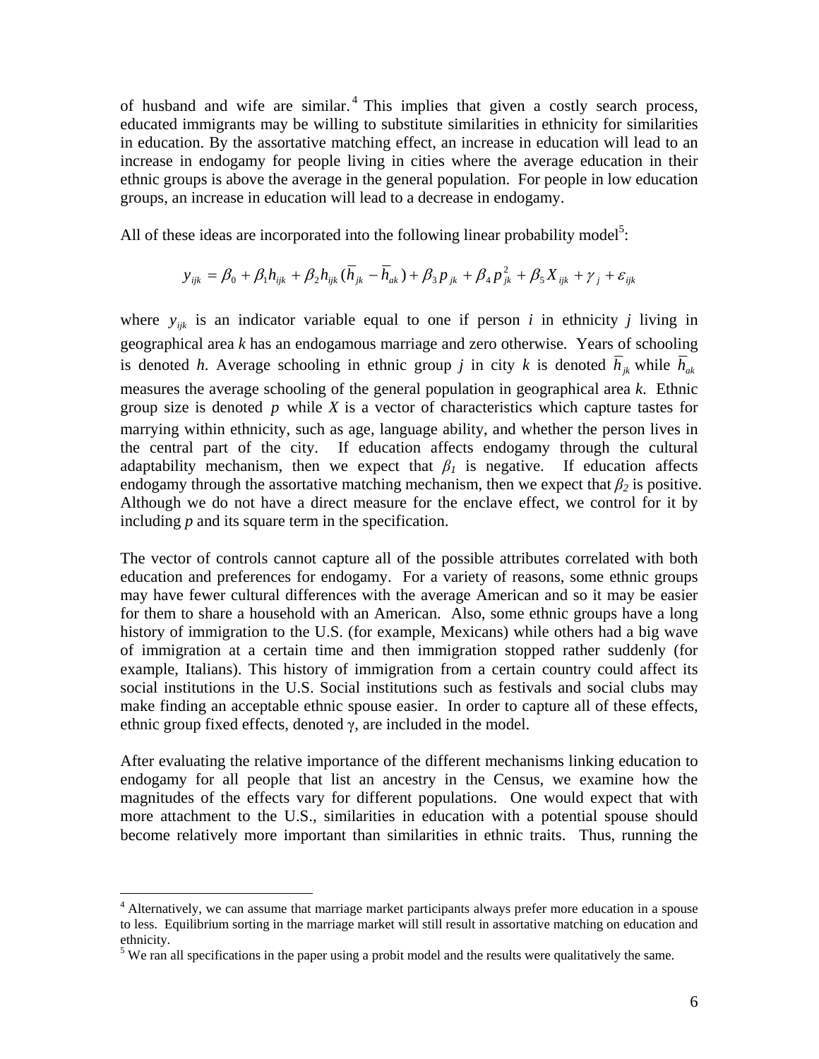of husband and wife are similar.[4] This implies that given a costly search process, educated immigrants may be willing to substitute similarities in ethnicity for similarities in education. By the assortative matching effect, an increase in education will lead to an increase in endogamy for people living in cities where the average education in their ethnic groups is above the average in the general population. For people in low education groups, an increase in education will lead to a decrease in endogamy.

All of these ideas are incorporated into the following linear probability model[5]:

$$y_{ijk} = \beta_0 + \beta_1 h_{ijk} + \beta_2 h_{ijk}(\overline{h}_{jk} - \overline{h}_{ak}) + \beta_3 p_{jk} + \beta_4 p_{jk}^2 + \beta_5 X_{ijk} + \gamma_j + \varepsilon_{ijk}$$

where $y_{ijk}$ is an indicator variable equal to one if person *i* in ethnicity *j* living in geographical area *k* has an endogamous marriage and zero otherwise. Years of schooling is denoted *h*. Average schooling in ethnic group *j* in city *k* is denoted $\overline{h}_{jk}$ while $\overline{h}_{ak}$ measures the average schooling of the general population in geographical area *k*. Ethnic group size is denoted $p$ while *X* is a vector of characteristics which capture tastes for marrying within ethnicity, such as age, language ability, and whether the person lives in the central part of the city. If education affects endogamy through the cultural adaptability mechanism, then we expect that $\beta_1$ is negative. If education affects endogamy through the assortative matching mechanism, then we expect that $\beta_2$ is positive. Although we do not have a direct measure for the enclave effect, we control for it by including *p* and its square term in the specification.

The vector of controls cannot capture all of the possible attributes correlated with both education and preferences for endogamy. For a variety of reasons, some ethnic groups may have fewer cultural differences with the average American and so it may be easier for them to share a household with an American. Also, some ethnic groups have a long history of immigration to the U.S. (for example, Mexicans) while others had a big wave of immigration at a certain time and then immigration stopped rather suddenly (for example, Italians). This history of immigration from a certain country could affect its social institutions in the U.S. Social institutions such as festivals and social clubs may make finding an acceptable ethnic spouse easier. In order to capture all of these effects, ethnic group fixed effects, denoted $\gamma$, are included in the model.

After evaluating the relative importance of the different mechanisms linking education to endogamy for all people that list an ancestry in the Census, we examine how the magnitudes of the effects vary for different populations. One would expect that with more attachment to the U.S., similarities in education with a potential spouse should become relatively more important than similarities in ethnic traits. Thus, running the

[4] Alternatively, we can assume that marriage market participants always prefer more education in a spouse to less. Equilibrium sorting in the marriage market will still result in assortative matching on education and ethnicity.

[5] We ran all specifications in the paper using a probit model and the results were qualitatively the same.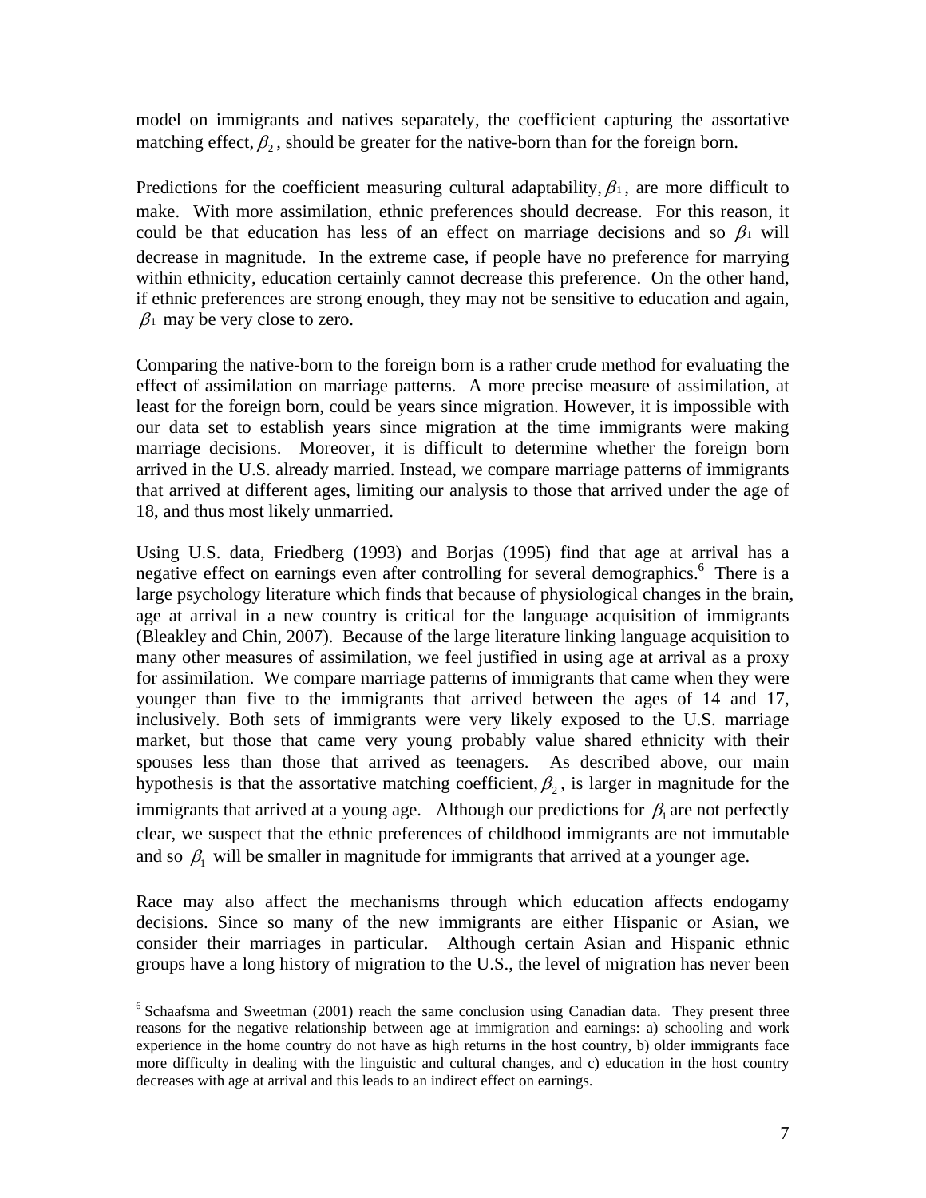model on immigrants and natives separately, the coefficient capturing the assortative matching effect, $\beta_2$, should be greater for the native-born than for the foreign born.

Predictions for the coefficient measuring cultural adaptability, $\beta_1$, are more difficult to make. With more assimilation, ethnic preferences should decrease. For this reason, it could be that education has less of an effect on marriage decisions and so $\beta_1$ will decrease in magnitude. In the extreme case, if people have no preference for marrying within ethnicity, education certainly cannot decrease this preference. On the other hand, if ethnic preferences are strong enough, they may not be sensitive to education and again, $\beta_1$ may be very close to zero.

Comparing the native-born to the foreign born is a rather crude method for evaluating the effect of assimilation on marriage patterns. A more precise measure of assimilation, at least for the foreign born, could be years since migration. However, it is impossible with our data set to establish years since migration at the time immigrants were making marriage decisions. Moreover, it is difficult to determine whether the foreign born arrived in the U.S. already married. Instead, we compare marriage patterns of immigrants that arrived at different ages, limiting our analysis to those that arrived under the age of 18, and thus most likely unmarried.

Using U.S. data, Friedberg (1993) and Borjas (1995) find that age at arrival has a negative effect on earnings even after controlling for several demographics.[6] There is a large psychology literature which finds that because of physiological changes in the brain, age at arrival in a new country is critical for the language acquisition of immigrants (Bleakley and Chin, 2007). Because of the large literature linking language acquisition to many other measures of assimilation, we feel justified in using age at arrival as a proxy for assimilation. We compare marriage patterns of immigrants that came when they were younger than five to the immigrants that arrived between the ages of 14 and 17, inclusively. Both sets of immigrants were very likely exposed to the U.S. marriage market, but those that came very young probably value shared ethnicity with their spouses less than those that arrived as teenagers. As described above, our main hypothesis is that the assortative matching coefficient, $\beta_2$, is larger in magnitude for the immigrants that arrived at a young age. Although our predictions for $\beta_1$ are not perfectly clear, we suspect that the ethnic preferences of childhood immigrants are not immutable and so $\beta_1$ will be smaller in magnitude for immigrants that arrived at a younger age.

Race may also affect the mechanisms through which education affects endogamy decisions. Since so many of the new immigrants are either Hispanic or Asian, we consider their marriages in particular. Although certain Asian and Hispanic ethnic groups have a long history of migration to the U.S., the level of migration has never been

[6] Schaafsma and Sweetman (2001) reach the same conclusion using Canadian data. They present three reasons for the negative relationship between age at immigration and earnings: a) schooling and work experience in the home country do not have as high returns in the host country, b) older immigrants face more difficulty in dealing with the linguistic and cultural changes, and c) education in the host country decreases with age at arrival and this leads to an indirect effect on earnings.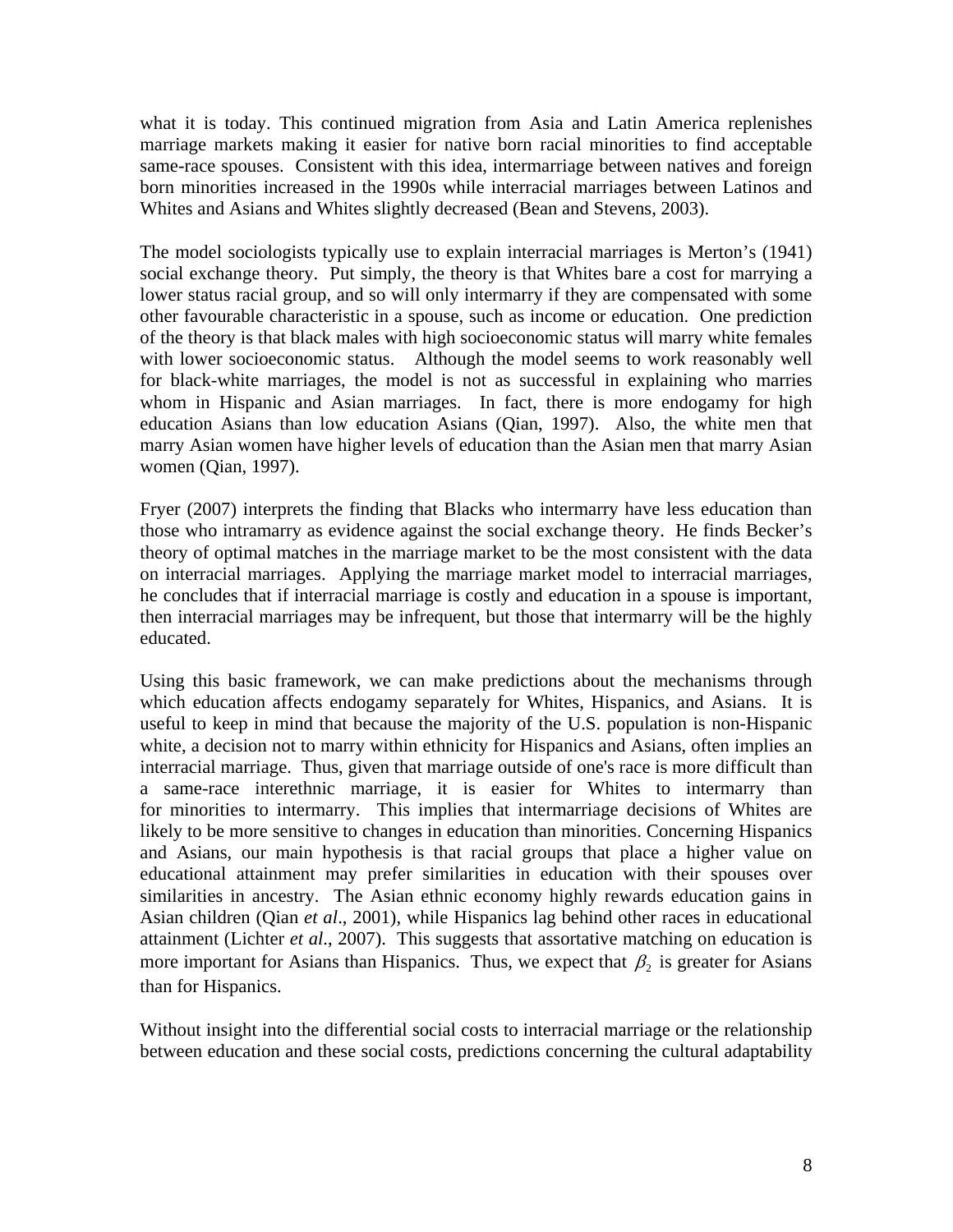what it is today. This continued migration from Asia and Latin America replenishes marriage markets making it easier for native born racial minorities to find acceptable same-race spouses. Consistent with this idea, intermarriage between natives and foreign born minorities increased in the 1990s while interracial marriages between Latinos and Whites and Asians and Whites slightly decreased (Bean and Stevens, 2003).

The model sociologists typically use to explain interracial marriages is Merton's (1941) social exchange theory. Put simply, the theory is that Whites bare a cost for marrying a lower status racial group, and so will only intermarry if they are compensated with some other favourable characteristic in a spouse, such as income or education. One prediction of the theory is that black males with high socioeconomic status will marry white females with lower socioeconomic status. Although the model seems to work reasonably well for black-white marriages, the model is not as successful in explaining who marries whom in Hispanic and Asian marriages. In fact, there is more endogamy for high education Asians than low education Asians (Qian, 1997). Also, the white men that marry Asian women have higher levels of education than the Asian men that marry Asian women (Qian, 1997).

Fryer (2007) interprets the finding that Blacks who intermarry have less education than those who intramarry as evidence against the social exchange theory. He finds Becker's theory of optimal matches in the marriage market to be the most consistent with the data on interracial marriages. Applying the marriage market model to interracial marriages, he concludes that if interracial marriage is costly and education in a spouse is important, then interracial marriages may be infrequent, but those that intermarry will be the highly educated.

Using this basic framework, we can make predictions about the mechanisms through which education affects endogamy separately for Whites, Hispanics, and Asians. It is useful to keep in mind that because the majority of the U.S. population is non-Hispanic white, a decision not to marry within ethnicity for Hispanics and Asians, often implies an interracial marriage. Thus, given that marriage outside of one's race is more difficult than a same-race interethnic marriage, it is easier for Whites to intermarry than for minorities to intermarry. This implies that intermarriage decisions of Whites are likely to be more sensitive to changes in education than minorities. Concerning Hispanics and Asians, our main hypothesis is that racial groups that place a higher value on educational attainment may prefer similarities in education with their spouses over similarities in ancestry. The Asian ethnic economy highly rewards education gains in Asian children (Qian *et al*., 2001), while Hispanics lag behind other races in educational attainment (Lichter *et al*., 2007). This suggests that assortative matching on education is more important for Asians than Hispanics. Thus, we expect that $\beta_2$ is greater for Asians than for Hispanics.

Without insight into the differential social costs to interracial marriage or the relationship between education and these social costs, predictions concerning the cultural adaptability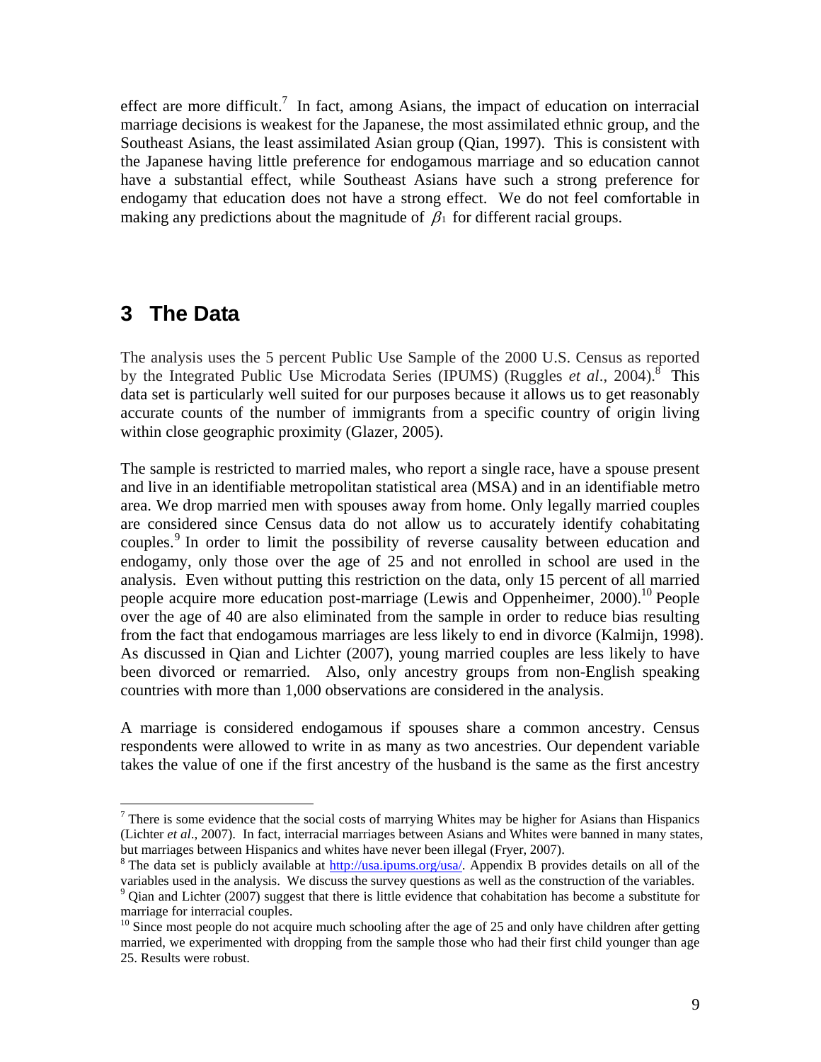effect are more difficult.[7] In fact, among Asians, the impact of education on interracial marriage decisions is weakest for the Japanese, the most assimilated ethnic group, and the Southeast Asians, the least assimilated Asian group (Qian, 1997). This is consistent with the Japanese having little preference for endogamous marriage and so education cannot have a substantial effect, while Southeast Asians have such a strong preference for endogamy that education does not have a strong effect. We do not feel comfortable in making any predictions about the magnitude of $\beta_1$ for different racial groups.

# 3 The Data

The analysis uses the 5 percent Public Use Sample of the 2000 U.S. Census as reported by the Integrated Public Use Microdata Series (IPUMS) (Ruggles *et al*., 2004).[8] This data set is particularly well suited for our purposes because it allows us to get reasonably accurate counts of the number of immigrants from a specific country of origin living within close geographic proximity (Glazer, 2005).

The sample is restricted to married males, who report a single race, have a spouse present and live in an identifiable metropolitan statistical area (MSA) and in an identifiable metro area. We drop married men with spouses away from home. Only legally married couples are considered since Census data do not allow us to accurately identify cohabitating couples.[9] In order to limit the possibility of reverse causality between education and endogamy, only those over the age of 25 and not enrolled in school are used in the analysis. Even without putting this restriction on the data, only 15 percent of all married people acquire more education post-marriage (Lewis and Oppenheimer, 2000).[10] People over the age of 40 are also eliminated from the sample in order to reduce bias resulting from the fact that endogamous marriages are less likely to end in divorce (Kalmijn, 1998). As discussed in Qian and Lichter (2007), young married couples are less likely to have been divorced or remarried. Also, only ancestry groups from non-English speaking countries with more than 1,000 observations are considered in the analysis.

A marriage is considered endogamous if spouses share a common ancestry. Census respondents were allowed to write in as many as two ancestries. Our dependent variable takes the value of one if the first ancestry of the husband is the same as the first ancestry

---

[7] There is some evidence that the social costs of marrying Whites may be higher for Asians than Hispanics (Lichter *et al*., 2007). In fact, interracial marriages between Asians and Whites were banned in many states, but marriages between Hispanics and whites have never been illegal (Fryer, 2007).

[8] The data set is publicly available at http://usa.ipums.org/usa/. Appendix B provides details on all of the variables used in the analysis. We discuss the survey questions as well as the construction of the variables.

[9] Qian and Lichter (2007) suggest that there is little evidence that cohabitation has become a substitute for marriage for interracial couples.

[10] Since most people do not acquire much schooling after the age of 25 and only have children after getting married, we experimented with dropping from the sample those who had their first child younger than age 25. Results were robust.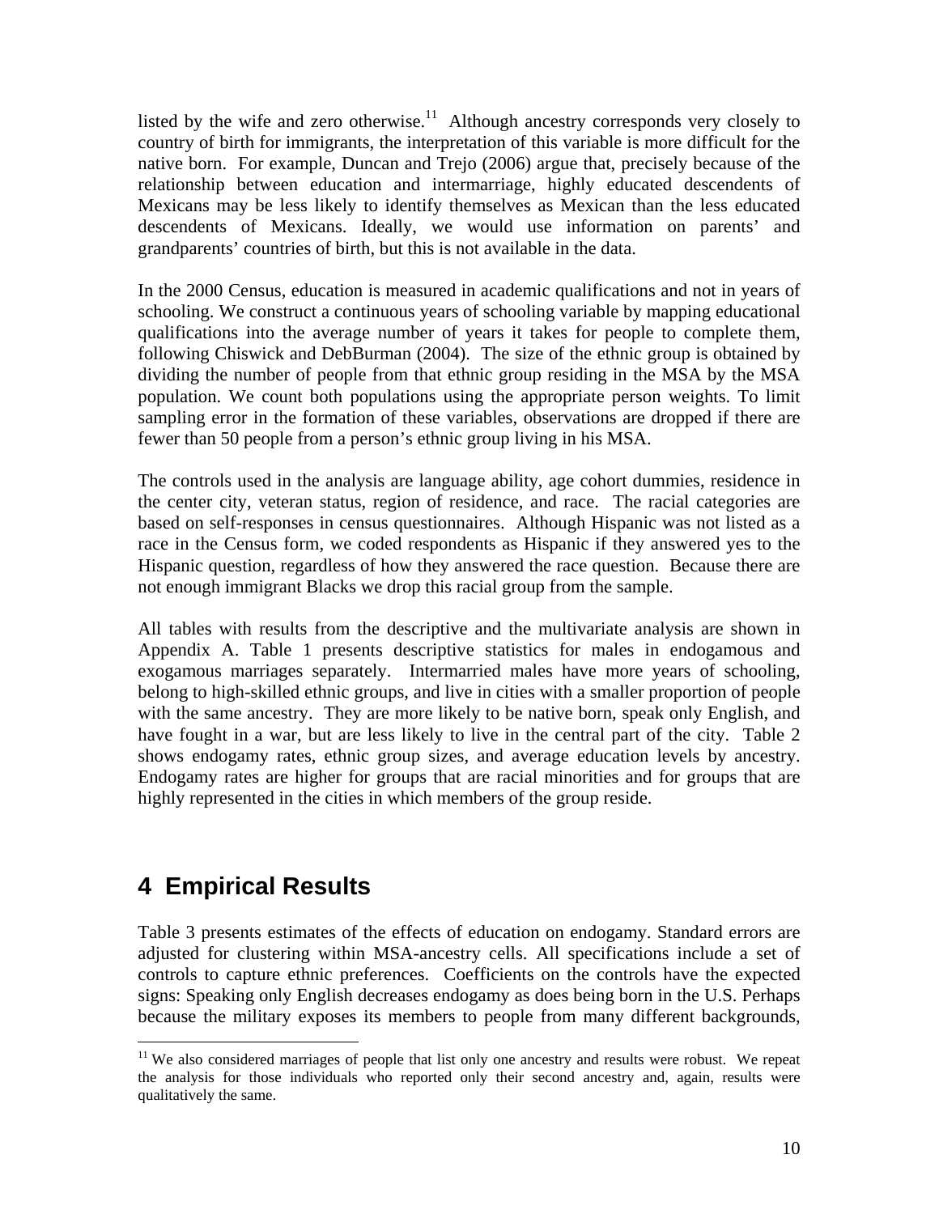listed by the wife and zero otherwise.[11] Although ancestry corresponds very closely to country of birth for immigrants, the interpretation of this variable is more difficult for the native born. For example, Duncan and Trejo (2006) argue that, precisely because of the relationship between education and intermarriage, highly educated descendents of Mexicans may be less likely to identify themselves as Mexican than the less educated descendents of Mexicans. Ideally, we would use information on parents' and grandparents' countries of birth, but this is not available in the data.

In the 2000 Census, education is measured in academic qualifications and not in years of schooling. We construct a continuous years of schooling variable by mapping educational qualifications into the average number of years it takes for people to complete them, following Chiswick and DebBurman (2004). The size of the ethnic group is obtained by dividing the number of people from that ethnic group residing in the MSA by the MSA population. We count both populations using the appropriate person weights. To limit sampling error in the formation of these variables, observations are dropped if there are fewer than 50 people from a person's ethnic group living in his MSA.

The controls used in the analysis are language ability, age cohort dummies, residence in the center city, veteran status, region of residence, and race. The racial categories are based on self-responses in census questionnaires. Although Hispanic was not listed as a race in the Census form, we coded respondents as Hispanic if they answered yes to the Hispanic question, regardless of how they answered the race question. Because there are not enough immigrant Blacks we drop this racial group from the sample.

All tables with results from the descriptive and the multivariate analysis are shown in Appendix A. Table 1 presents descriptive statistics for males in endogamous and exogamous marriages separately. Intermarried males have more years of schooling, belong to high-skilled ethnic groups, and live in cities with a smaller proportion of people with the same ancestry. They are more likely to be native born, speak only English, and have fought in a war, but are less likely to live in the central part of the city. Table 2 shows endogamy rates, ethnic group sizes, and average education levels by ancestry. Endogamy rates are higher for groups that are racial minorities and for groups that are highly represented in the cities in which members of the group reside.

# 4 Empirical Results

Table 3 presents estimates of the effects of education on endogamy. Standard errors are adjusted for clustering within MSA-ancestry cells. All specifications include a set of controls to capture ethnic preferences. Coefficients on the controls have the expected signs: Speaking only English decreases endogamy as does being born in the U.S. Perhaps because the military exposes its members to people from many different backgrounds,

[11] We also considered marriages of people that list only one ancestry and results were robust. We repeat the analysis for those individuals who reported only their second ancestry and, again, results were qualitatively the same.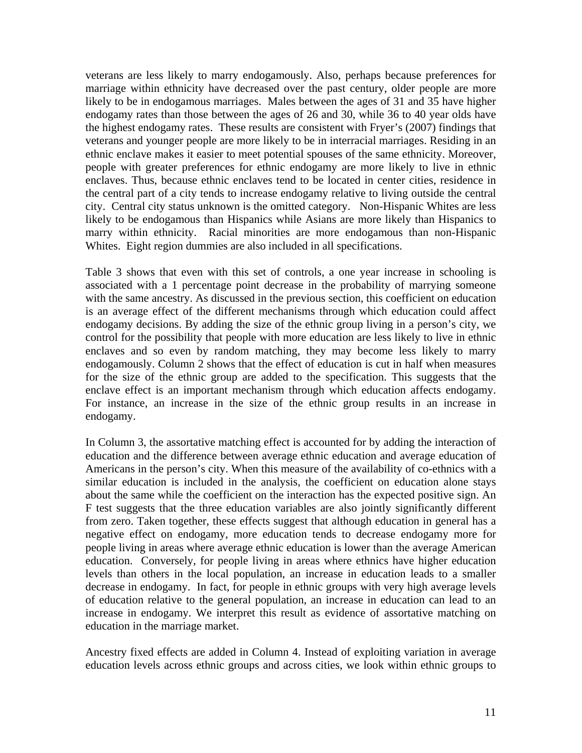veterans are less likely to marry endogamously. Also, perhaps because preferences for marriage within ethnicity have decreased over the past century, older people are more likely to be in endogamous marriages. Males between the ages of 31 and 35 have higher endogamy rates than those between the ages of 26 and 30, while 36 to 40 year olds have the highest endogamy rates. These results are consistent with Fryer's (2007) findings that veterans and younger people are more likely to be in interracial marriages. Residing in an ethnic enclave makes it easier to meet potential spouses of the same ethnicity. Moreover, people with greater preferences for ethnic endogamy are more likely to live in ethnic enclaves. Thus, because ethnic enclaves tend to be located in center cities, residence in the central part of a city tends to increase endogamy relative to living outside the central city. Central city status unknown is the omitted category. Non-Hispanic Whites are less likely to be endogamous than Hispanics while Asians are more likely than Hispanics to marry within ethnicity. Racial minorities are more endogamous than non-Hispanic Whites. Eight region dummies are also included in all specifications.

Table 3 shows that even with this set of controls, a one year increase in schooling is associated with a 1 percentage point decrease in the probability of marrying someone with the same ancestry. As discussed in the previous section, this coefficient on education is an average effect of the different mechanisms through which education could affect endogamy decisions. By adding the size of the ethnic group living in a person's city, we control for the possibility that people with more education are less likely to live in ethnic enclaves and so even by random matching, they may become less likely to marry endogamously. Column 2 shows that the effect of education is cut in half when measures for the size of the ethnic group are added to the specification. This suggests that the enclave effect is an important mechanism through which education affects endogamy. For instance, an increase in the size of the ethnic group results in an increase in endogamy.

In Column 3, the assortative matching effect is accounted for by adding the interaction of education and the difference between average ethnic education and average education of Americans in the person's city. When this measure of the availability of co-ethnics with a similar education is included in the analysis, the coefficient on education alone stays about the same while the coefficient on the interaction has the expected positive sign. An F test suggests that the three education variables are also jointly significantly different from zero. Taken together, these effects suggest that although education in general has a negative effect on endogamy, more education tends to decrease endogamy more for people living in areas where average ethnic education is lower than the average American education. Conversely, for people living in areas where ethnics have higher education levels than others in the local population, an increase in education leads to a smaller decrease in endogamy. In fact, for people in ethnic groups with very high average levels of education relative to the general population, an increase in education can lead to an increase in endogamy. We interpret this result as evidence of assortative matching on education in the marriage market.

Ancestry fixed effects are added in Column 4. Instead of exploiting variation in average education levels across ethnic groups and across cities, we look within ethnic groups to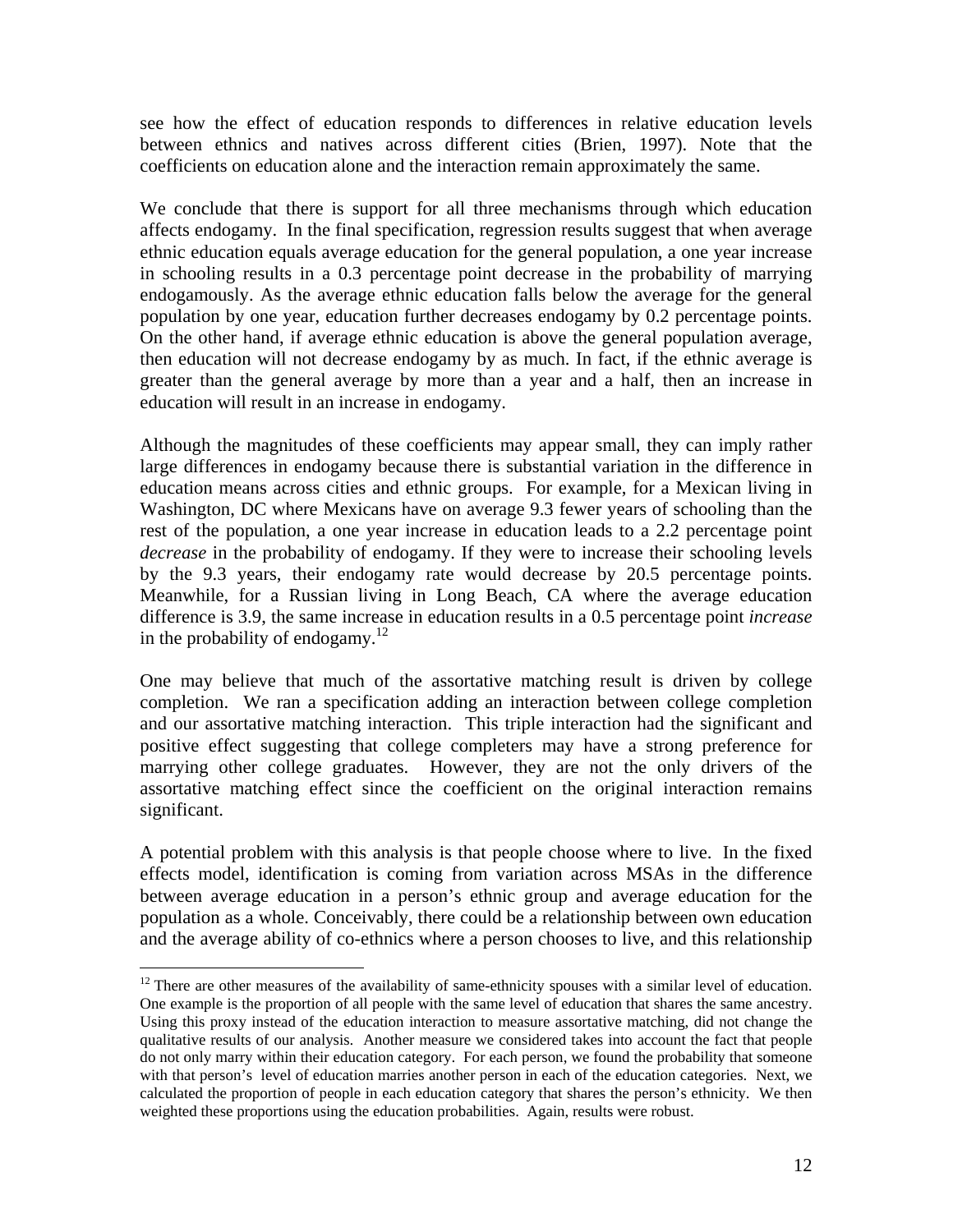see how the effect of education responds to differences in relative education levels between ethnics and natives across different cities (Brien, 1997). Note that the coefficients on education alone and the interaction remain approximately the same.

We conclude that there is support for all three mechanisms through which education affects endogamy. In the final specification, regression results suggest that when average ethnic education equals average education for the general population, a one year increase in schooling results in a 0.3 percentage point decrease in the probability of marrying endogamously. As the average ethnic education falls below the average for the general population by one year, education further decreases endogamy by 0.2 percentage points. On the other hand, if average ethnic education is above the general population average, then education will not decrease endogamy by as much. In fact, if the ethnic average is greater than the general average by more than a year and a half, then an increase in education will result in an increase in endogamy.

Although the magnitudes of these coefficients may appear small, they can imply rather large differences in endogamy because there is substantial variation in the difference in education means across cities and ethnic groups. For example, for a Mexican living in Washington, DC where Mexicans have on average 9.3 fewer years of schooling than the rest of the population, a one year increase in education leads to a 2.2 percentage point *decrease* in the probability of endogamy. If they were to increase their schooling levels by the 9.3 years, their endogamy rate would decrease by 20.5 percentage points. Meanwhile, for a Russian living in Long Beach, CA where the average education difference is 3.9, the same increase in education results in a 0.5 percentage point *increase* in the probability of endogamy.[12]

One may believe that much of the assortative matching result is driven by college completion. We ran a specification adding an interaction between college completion and our assortative matching interaction. This triple interaction had the significant and positive effect suggesting that college completers may have a strong preference for marrying other college graduates. However, they are not the only drivers of the assortative matching effect since the coefficient on the original interaction remains significant.

A potential problem with this analysis is that people choose where to live. In the fixed effects model, identification is coming from variation across MSAs in the difference between average education in a person's ethnic group and average education for the population as a whole. Conceivably, there could be a relationship between own education and the average ability of co-ethnics where a person chooses to live, and this relationship

---

[12] There are other measures of the availability of same-ethnicity spouses with a similar level of education. One example is the proportion of all people with the same level of education that shares the same ancestry. Using this proxy instead of the education interaction to measure assortative matching, did not change the qualitative results of our analysis. Another measure we considered takes into account the fact that people do not only marry within their education category. For each person, we found the probability that someone with that person's level of education marries another person in each of the education categories. Next, we calculated the proportion of people in each education category that shares the person's ethnicity. We then weighted these proportions using the education probabilities. Again, results were robust.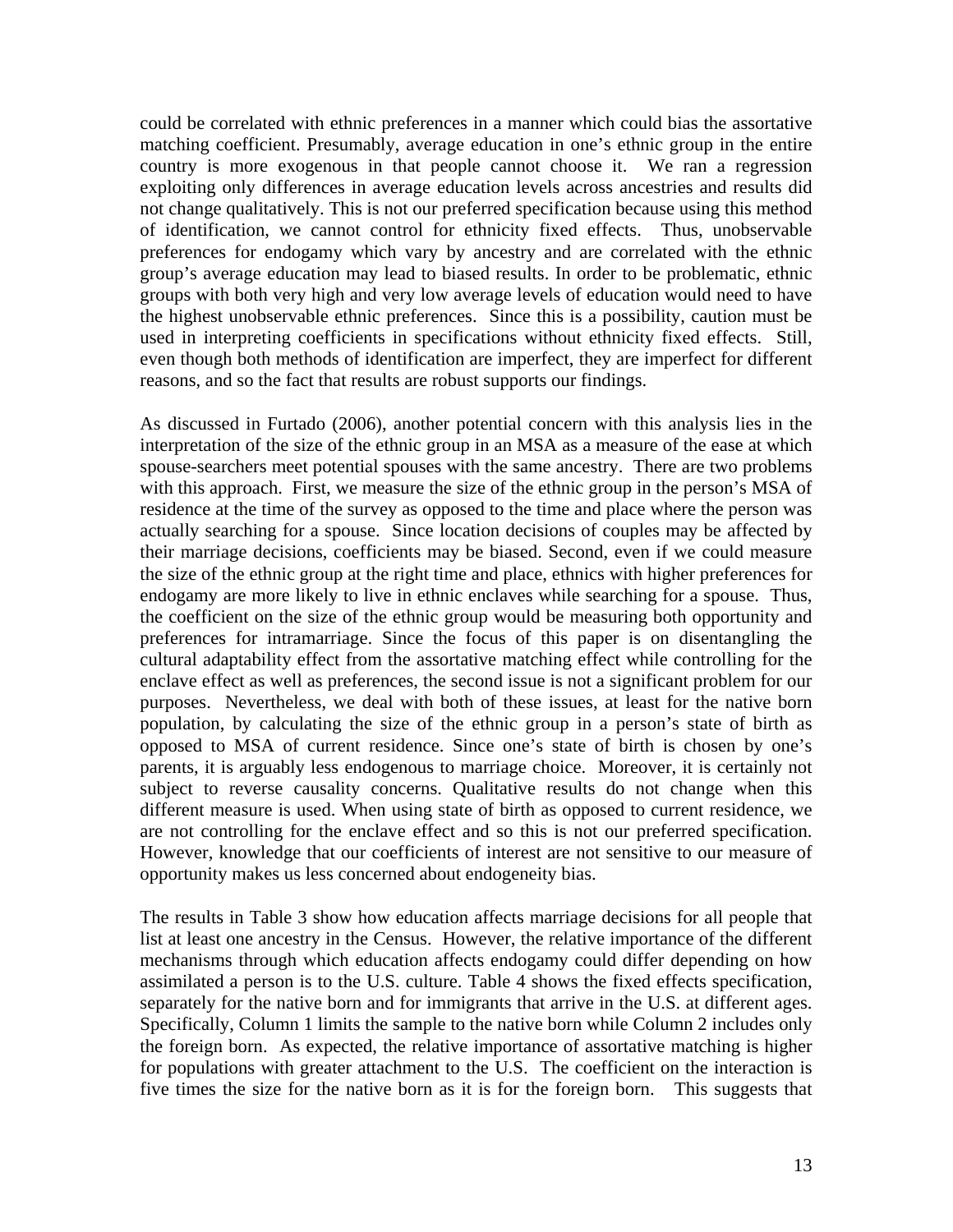could be correlated with ethnic preferences in a manner which could bias the assortative matching coefficient. Presumably, average education in one's ethnic group in the entire country is more exogenous in that people cannot choose it. We ran a regression exploiting only differences in average education levels across ancestries and results did not change qualitatively. This is not our preferred specification because using this method of identification, we cannot control for ethnicity fixed effects. Thus, unobservable preferences for endogamy which vary by ancestry and are correlated with the ethnic group's average education may lead to biased results. In order to be problematic, ethnic groups with both very high and very low average levels of education would need to have the highest unobservable ethnic preferences. Since this is a possibility, caution must be used in interpreting coefficients in specifications without ethnicity fixed effects. Still, even though both methods of identification are imperfect, they are imperfect for different reasons, and so the fact that results are robust supports our findings.

As discussed in Furtado (2006), another potential concern with this analysis lies in the interpretation of the size of the ethnic group in an MSA as a measure of the ease at which spouse-searchers meet potential spouses with the same ancestry. There are two problems with this approach. First, we measure the size of the ethnic group in the person's MSA of residence at the time of the survey as opposed to the time and place where the person was actually searching for a spouse. Since location decisions of couples may be affected by their marriage decisions, coefficients may be biased. Second, even if we could measure the size of the ethnic group at the right time and place, ethnics with higher preferences for endogamy are more likely to live in ethnic enclaves while searching for a spouse. Thus, the coefficient on the size of the ethnic group would be measuring both opportunity and preferences for intramarriage. Since the focus of this paper is on disentangling the cultural adaptability effect from the assortative matching effect while controlling for the enclave effect as well as preferences, the second issue is not a significant problem for our purposes. Nevertheless, we deal with both of these issues, at least for the native born population, by calculating the size of the ethnic group in a person's state of birth as opposed to MSA of current residence. Since one's state of birth is chosen by one's parents, it is arguably less endogenous to marriage choice. Moreover, it is certainly not subject to reverse causality concerns. Qualitative results do not change when this different measure is used. When using state of birth as opposed to current residence, we are not controlling for the enclave effect and so this is not our preferred specification. However, knowledge that our coefficients of interest are not sensitive to our measure of opportunity makes us less concerned about endogeneity bias.

The results in Table 3 show how education affects marriage decisions for all people that list at least one ancestry in the Census. However, the relative importance of the different mechanisms through which education affects endogamy could differ depending on how assimilated a person is to the U.S. culture. Table 4 shows the fixed effects specification, separately for the native born and for immigrants that arrive in the U.S. at different ages. Specifically, Column 1 limits the sample to the native born while Column 2 includes only the foreign born. As expected, the relative importance of assortative matching is higher for populations with greater attachment to the U.S. The coefficient on the interaction is five times the size for the native born as it is for the foreign born. This suggests that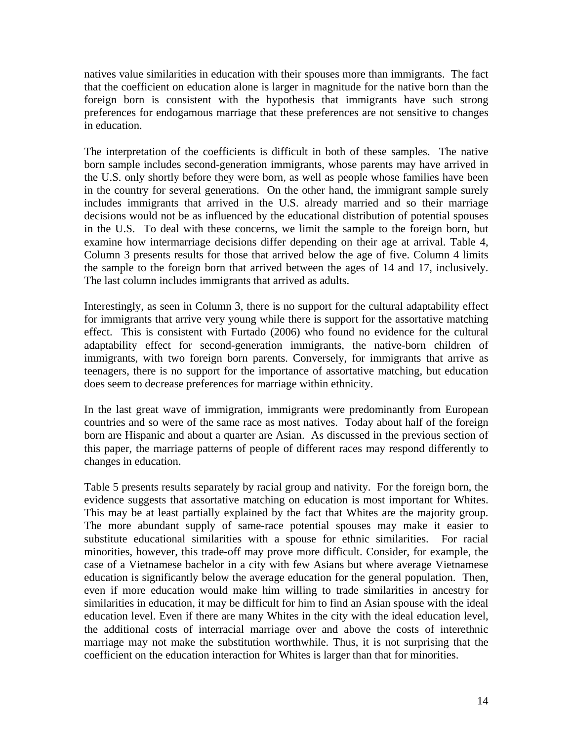natives value similarities in education with their spouses more than immigrants. The fact that the coefficient on education alone is larger in magnitude for the native born than the foreign born is consistent with the hypothesis that immigrants have such strong preferences for endogamous marriage that these preferences are not sensitive to changes in education.

The interpretation of the coefficients is difficult in both of these samples. The native born sample includes second-generation immigrants, whose parents may have arrived in the U.S. only shortly before they were born, as well as people whose families have been in the country for several generations. On the other hand, the immigrant sample surely includes immigrants that arrived in the U.S. already married and so their marriage decisions would not be as influenced by the educational distribution of potential spouses in the U.S. To deal with these concerns, we limit the sample to the foreign born, but examine how intermarriage decisions differ depending on their age at arrival. Table 4, Column 3 presents results for those that arrived below the age of five. Column 4 limits the sample to the foreign born that arrived between the ages of 14 and 17, inclusively. The last column includes immigrants that arrived as adults.

Interestingly, as seen in Column 3, there is no support for the cultural adaptability effect for immigrants that arrive very young while there is support for the assortative matching effect. This is consistent with Furtado (2006) who found no evidence for the cultural adaptability effect for second-generation immigrants, the native-born children of immigrants, with two foreign born parents. Conversely, for immigrants that arrive as teenagers, there is no support for the importance of assortative matching, but education does seem to decrease preferences for marriage within ethnicity.

In the last great wave of immigration, immigrants were predominantly from European countries and so were of the same race as most natives. Today about half of the foreign born are Hispanic and about a quarter are Asian. As discussed in the previous section of this paper, the marriage patterns of people of different races may respond differently to changes in education.

Table 5 presents results separately by racial group and nativity. For the foreign born, the evidence suggests that assortative matching on education is most important for Whites. This may be at least partially explained by the fact that Whites are the majority group. The more abundant supply of same-race potential spouses may make it easier to substitute educational similarities with a spouse for ethnic similarities. For racial minorities, however, this trade-off may prove more difficult. Consider, for example, the case of a Vietnamese bachelor in a city with few Asians but where average Vietnamese education is significantly below the average education for the general population. Then, even if more education would make him willing to trade similarities in ancestry for similarities in education, it may be difficult for him to find an Asian spouse with the ideal education level. Even if there are many Whites in the city with the ideal education level, the additional costs of interracial marriage over and above the costs of interethnic marriage may not make the substitution worthwhile. Thus, it is not surprising that the coefficient on the education interaction for Whites is larger than that for minorities.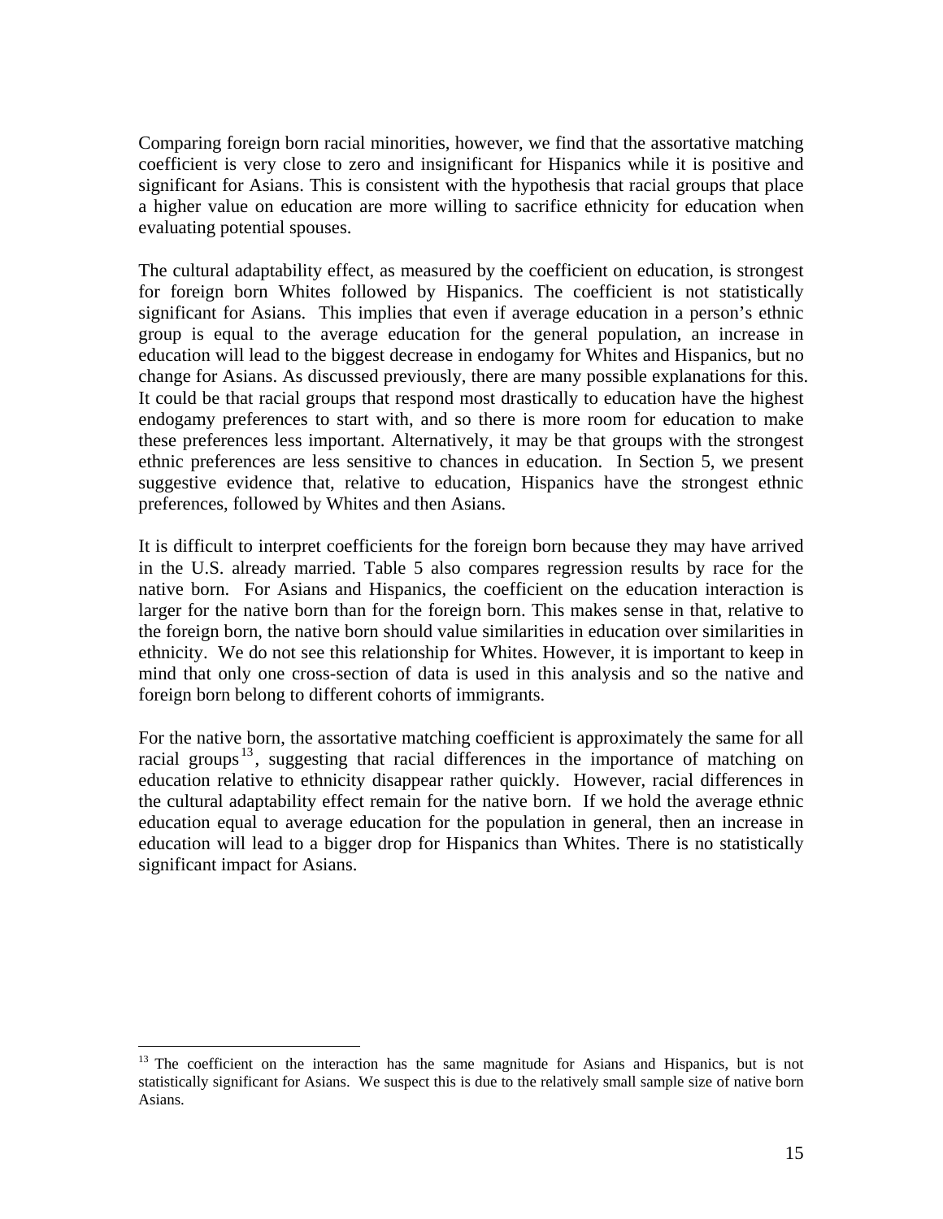Comparing foreign born racial minorities, however, we find that the assortative matching coefficient is very close to zero and insignificant for Hispanics while it is positive and significant for Asians. This is consistent with the hypothesis that racial groups that place a higher value on education are more willing to sacrifice ethnicity for education when evaluating potential spouses.

The cultural adaptability effect, as measured by the coefficient on education, is strongest for foreign born Whites followed by Hispanics. The coefficient is not statistically significant for Asians. This implies that even if average education in a person's ethnic group is equal to the average education for the general population, an increase in education will lead to the biggest decrease in endogamy for Whites and Hispanics, but no change for Asians. As discussed previously, there are many possible explanations for this. It could be that racial groups that respond most drastically to education have the highest endogamy preferences to start with, and so there is more room for education to make these preferences less important. Alternatively, it may be that groups with the strongest ethnic preferences are less sensitive to chances in education. In Section 5, we present suggestive evidence that, relative to education, Hispanics have the strongest ethnic preferences, followed by Whites and then Asians.

It is difficult to interpret coefficients for the foreign born because they may have arrived in the U.S. already married. Table 5 also compares regression results by race for the native born. For Asians and Hispanics, the coefficient on the education interaction is larger for the native born than for the foreign born. This makes sense in that, relative to the foreign born, the native born should value similarities in education over similarities in ethnicity. We do not see this relationship for Whites. However, it is important to keep in mind that only one cross-section of data is used in this analysis and so the native and foreign born belong to different cohorts of immigrants.

For the native born, the assortative matching coefficient is approximately the same for all racial groups[13], suggesting that racial differences in the importance of matching on education relative to ethnicity disappear rather quickly. However, racial differences in the cultural adaptability effect remain for the native born. If we hold the average ethnic education equal to average education for the population in general, then an increase in education will lead to a bigger drop for Hispanics than Whites. There is no statistically significant impact for Asians.

[13] The coefficient on the interaction has the same magnitude for Asians and Hispanics, but is not statistically significant for Asians. We suspect this is due to the relatively small sample size of native born Asians.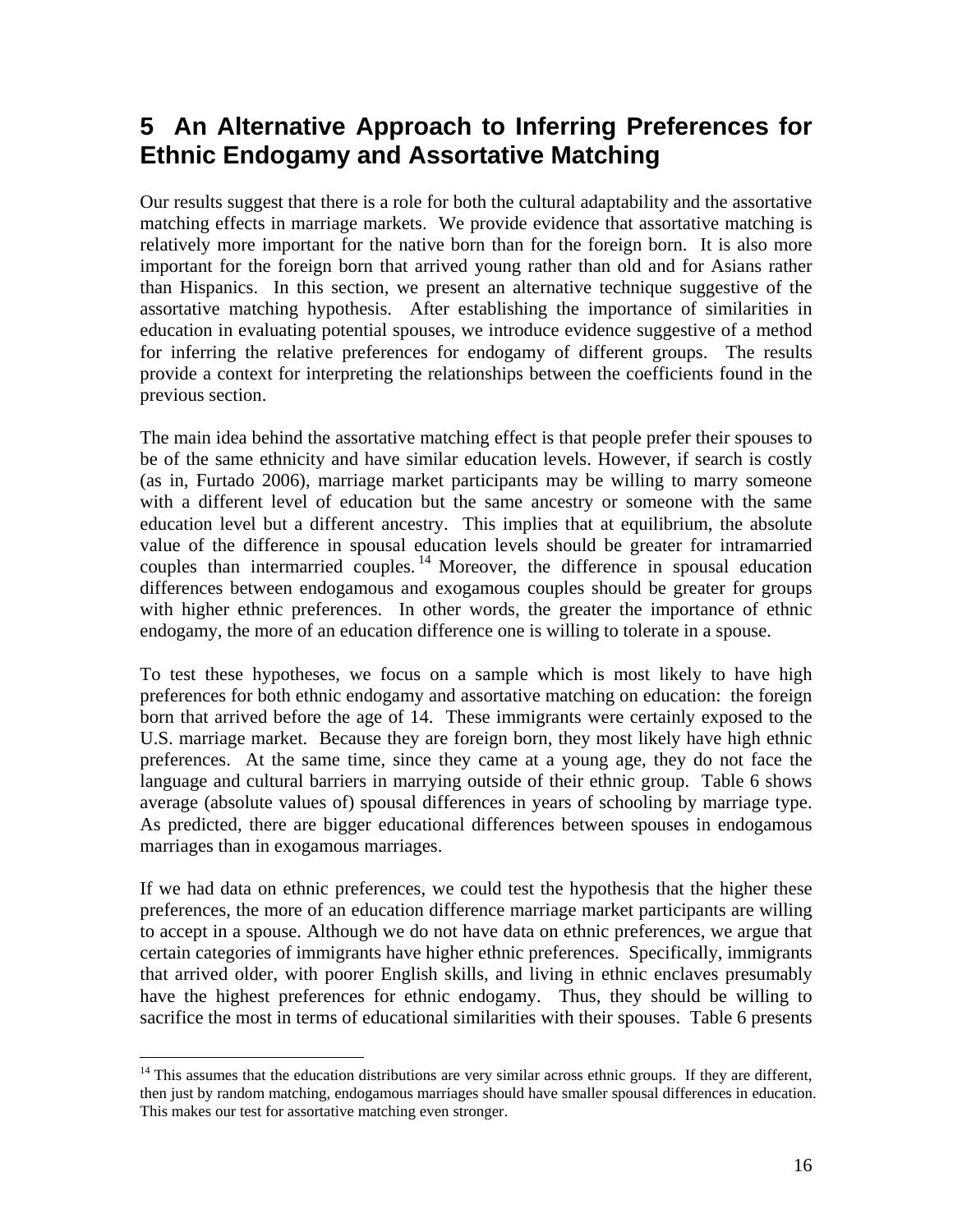## 5 An Alternative Approach to Inferring Preferences for Ethnic Endogamy and Assortative Matching

Our results suggest that there is a role for both the cultural adaptability and the assortative matching effects in marriage markets. We provide evidence that assortative matching is relatively more important for the native born than for the foreign born. It is also more important for the foreign born that arrived young rather than old and for Asians rather than Hispanics. In this section, we present an alternative technique suggestive of the assortative matching hypothesis. After establishing the importance of similarities in education in evaluating potential spouses, we introduce evidence suggestive of a method for inferring the relative preferences for endogamy of different groups. The results provide a context for interpreting the relationships between the coefficients found in the previous section.

The main idea behind the assortative matching effect is that people prefer their spouses to be of the same ethnicity and have similar education levels. However, if search is costly (as in, Furtado 2006), marriage market participants may be willing to marry someone with a different level of education but the same ancestry or someone with the same education level but a different ancestry. This implies that at equilibrium, the absolute value of the difference in spousal education levels should be greater for intramarried couples than intermarried couples.[14] Moreover, the difference in spousal education differences between endogamous and exogamous couples should be greater for groups with higher ethnic preferences. In other words, the greater the importance of ethnic endogamy, the more of an education difference one is willing to tolerate in a spouse.

To test these hypotheses, we focus on a sample which is most likely to have high preferences for both ethnic endogamy and assortative matching on education: the foreign born that arrived before the age of 14. These immigrants were certainly exposed to the U.S. marriage market. Because they are foreign born, they most likely have high ethnic preferences. At the same time, since they came at a young age, they do not face the language and cultural barriers in marrying outside of their ethnic group. Table 6 shows average (absolute values of) spousal differences in years of schooling by marriage type. As predicted, there are bigger educational differences between spouses in endogamous marriages than in exogamous marriages.

If we had data on ethnic preferences, we could test the hypothesis that the higher these preferences, the more of an education difference marriage market participants are willing to accept in a spouse. Although we do not have data on ethnic preferences, we argue that certain categories of immigrants have higher ethnic preferences. Specifically, immigrants that arrived older, with poorer English skills, and living in ethnic enclaves presumably have the highest preferences for ethnic endogamy. Thus, they should be willing to sacrifice the most in terms of educational similarities with their spouses. Table 6 presents

---

[14] This assumes that the education distributions are very similar across ethnic groups. If they are different, then just by random matching, endogamous marriages should have smaller spousal differences in education. This makes our test for assortative matching even stronger.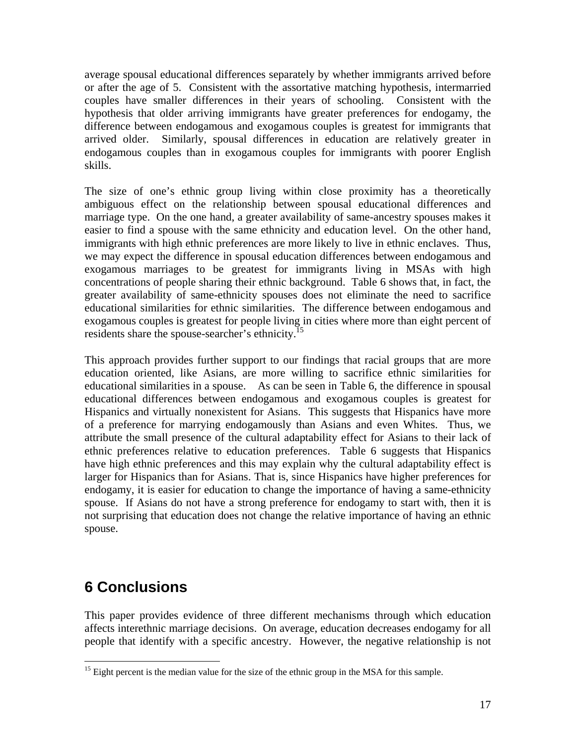average spousal educational differences separately by whether immigrants arrived before or after the age of 5. Consistent with the assortative matching hypothesis, intermarried couples have smaller differences in their years of schooling. Consistent with the hypothesis that older arriving immigrants have greater preferences for endogamy, the difference between endogamous and exogamous couples is greatest for immigrants that arrived older. Similarly, spousal differences in education are relatively greater in endogamous couples than in exogamous couples for immigrants with poorer English skills.

The size of one's ethnic group living within close proximity has a theoretically ambiguous effect on the relationship between spousal educational differences and marriage type. On the one hand, a greater availability of same-ancestry spouses makes it easier to find a spouse with the same ethnicity and education level. On the other hand, immigrants with high ethnic preferences are more likely to live in ethnic enclaves. Thus, we may expect the difference in spousal education differences between endogamous and exogamous marriages to be greatest for immigrants living in MSAs with high concentrations of people sharing their ethnic background. Table 6 shows that, in fact, the greater availability of same-ethnicity spouses does not eliminate the need to sacrifice educational similarities for ethnic similarities. The difference between endogamous and exogamous couples is greatest for people living in cities where more than eight percent of residents share the spouse-searcher's ethnicity.[15]

This approach provides further support to our findings that racial groups that are more education oriented, like Asians, are more willing to sacrifice ethnic similarities for educational similarities in a spouse. As can be seen in Table 6, the difference in spousal educational differences between endogamous and exogamous couples is greatest for Hispanics and virtually nonexistent for Asians. This suggests that Hispanics have more of a preference for marrying endogamously than Asians and even Whites. Thus, we attribute the small presence of the cultural adaptability effect for Asians to their lack of ethnic preferences relative to education preferences. Table 6 suggests that Hispanics have high ethnic preferences and this may explain why the cultural adaptability effect is larger for Hispanics than for Asians. That is, since Hispanics have higher preferences for endogamy, it is easier for education to change the importance of having a same-ethnicity spouse. If Asians do not have a strong preference for endogamy to start with, then it is not surprising that education does not change the relative importance of having an ethnic spouse.

# 6 Conclusions

This paper provides evidence of three different mechanisms through which education affects interethnic marriage decisions. On average, education decreases endogamy for all people that identify with a specific ancestry. However, the negative relationship is not

[15] Eight percent is the median value for the size of the ethnic group in the MSA for this sample.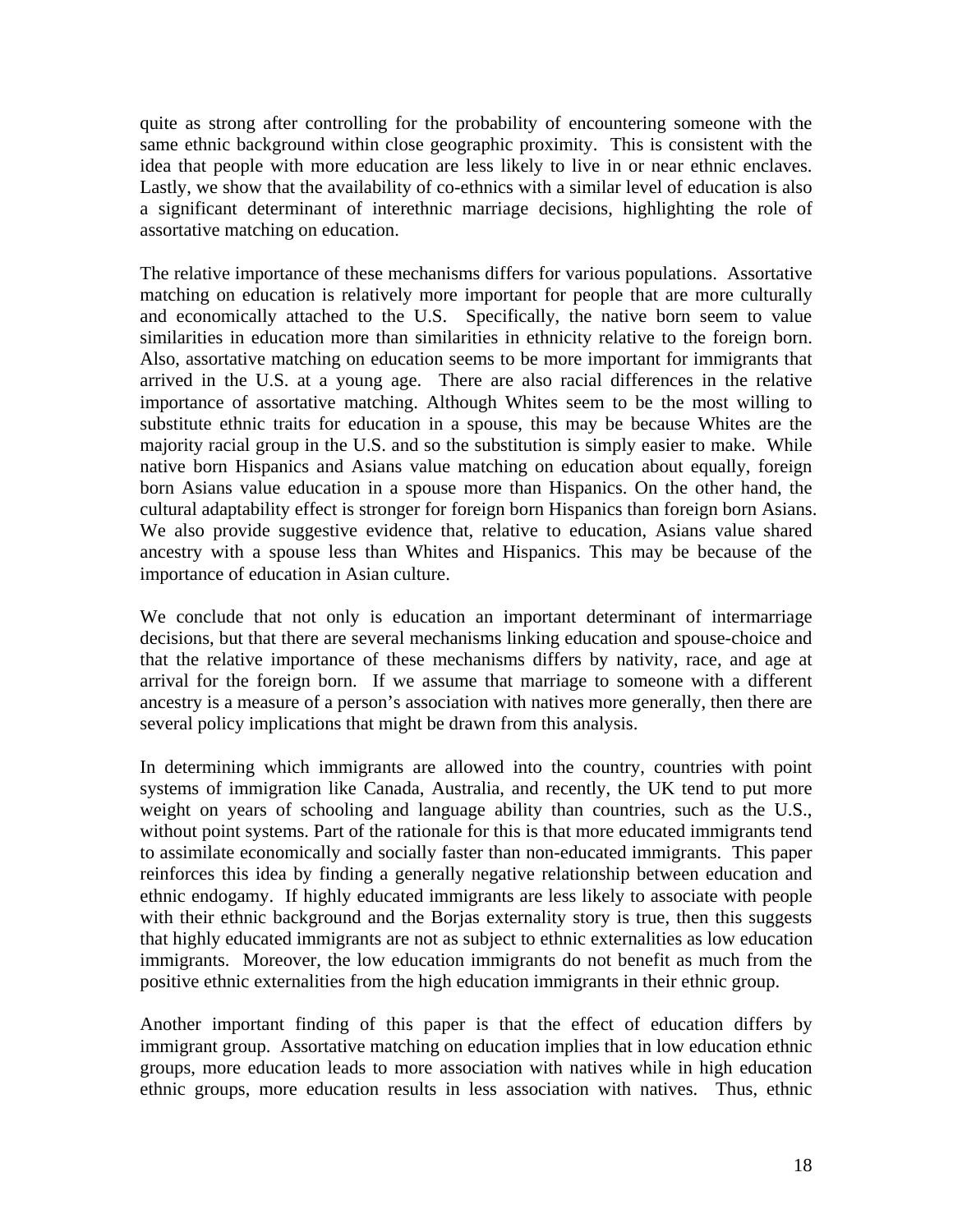quite as strong after controlling for the probability of encountering someone with the same ethnic background within close geographic proximity. This is consistent with the idea that people with more education are less likely to live in or near ethnic enclaves. Lastly, we show that the availability of co-ethnics with a similar level of education is also a significant determinant of interethnic marriage decisions, highlighting the role of assortative matching on education.

The relative importance of these mechanisms differs for various populations. Assortative matching on education is relatively more important for people that are more culturally and economically attached to the U.S. Specifically, the native born seem to value similarities in education more than similarities in ethnicity relative to the foreign born. Also, assortative matching on education seems to be more important for immigrants that arrived in the U.S. at a young age. There are also racial differences in the relative importance of assortative matching. Although Whites seem to be the most willing to substitute ethnic traits for education in a spouse, this may be because Whites are the majority racial group in the U.S. and so the substitution is simply easier to make. While native born Hispanics and Asians value matching on education about equally, foreign born Asians value education in a spouse more than Hispanics. On the other hand, the cultural adaptability effect is stronger for foreign born Hispanics than foreign born Asians. We also provide suggestive evidence that, relative to education, Asians value shared ancestry with a spouse less than Whites and Hispanics. This may be because of the importance of education in Asian culture.

We conclude that not only is education an important determinant of intermarriage decisions, but that there are several mechanisms linking education and spouse-choice and that the relative importance of these mechanisms differs by nativity, race, and age at arrival for the foreign born. If we assume that marriage to someone with a different ancestry is a measure of a person's association with natives more generally, then there are several policy implications that might be drawn from this analysis.

In determining which immigrants are allowed into the country, countries with point systems of immigration like Canada, Australia, and recently, the UK tend to put more weight on years of schooling and language ability than countries, such as the U.S., without point systems. Part of the rationale for this is that more educated immigrants tend to assimilate economically and socially faster than non-educated immigrants. This paper reinforces this idea by finding a generally negative relationship between education and ethnic endogamy. If highly educated immigrants are less likely to associate with people with their ethnic background and the Borjas externality story is true, then this suggests that highly educated immigrants are not as subject to ethnic externalities as low education immigrants. Moreover, the low education immigrants do not benefit as much from the positive ethnic externalities from the high education immigrants in their ethnic group.

Another important finding of this paper is that the effect of education differs by immigrant group. Assortative matching on education implies that in low education ethnic groups, more education leads to more association with natives while in high education ethnic groups, more education results in less association with natives. Thus, ethnic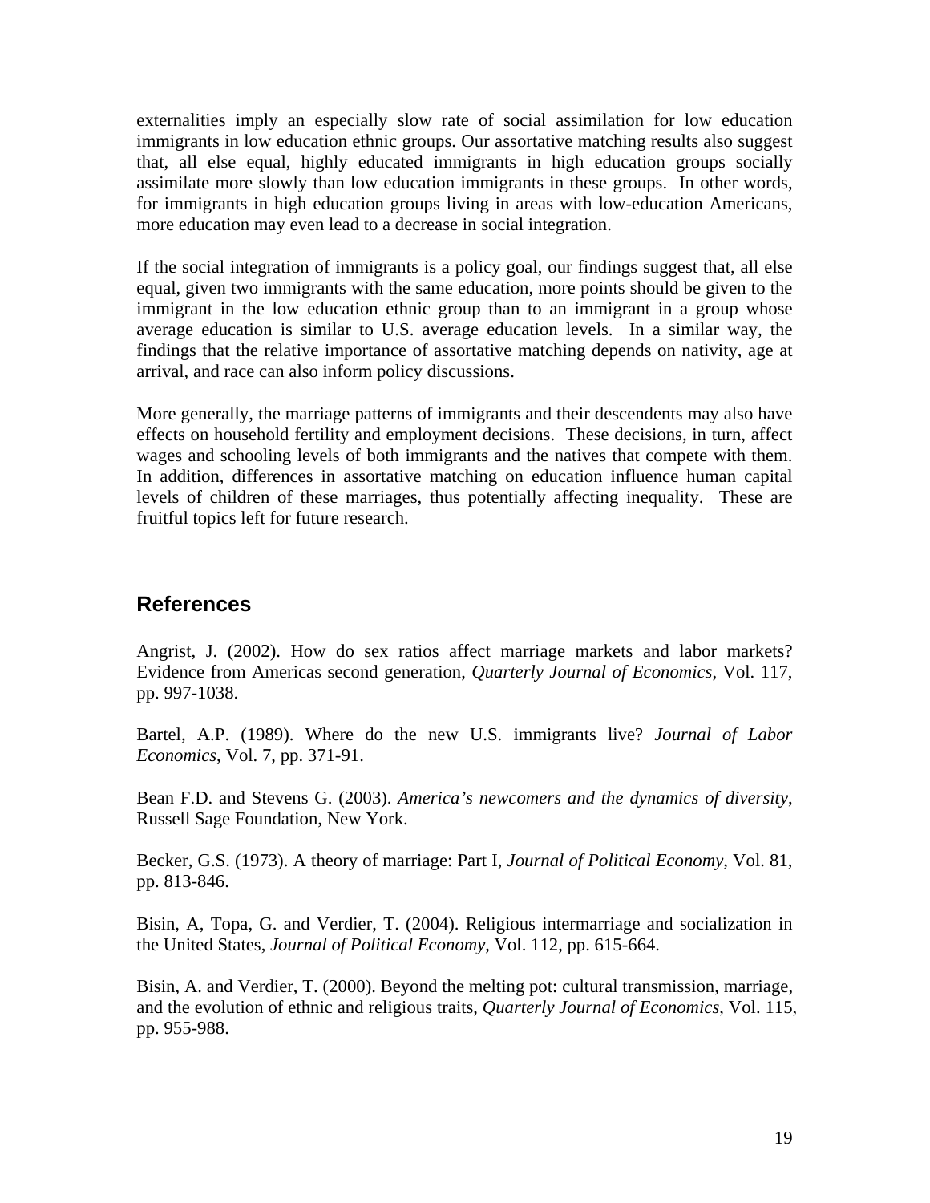externalities imply an especially slow rate of social assimilation for low education immigrants in low education ethnic groups. Our assortative matching results also suggest that, all else equal, highly educated immigrants in high education groups socially assimilate more slowly than low education immigrants in these groups. In other words, for immigrants in high education groups living in areas with low-education Americans, more education may even lead to a decrease in social integration.

If the social integration of immigrants is a policy goal, our findings suggest that, all else equal, given two immigrants with the same education, more points should be given to the immigrant in the low education ethnic group than to an immigrant in a group whose average education is similar to U.S. average education levels. In a similar way, the findings that the relative importance of assortative matching depends on nativity, age at arrival, and race can also inform policy discussions.

More generally, the marriage patterns of immigrants and their descendents may also have effects on household fertility and employment decisions. These decisions, in turn, affect wages and schooling levels of both immigrants and the natives that compete with them. In addition, differences in assortative matching on education influence human capital levels of children of these marriages, thus potentially affecting inequality. These are fruitful topics left for future research.

## References

Angrist, J. (2002). How do sex ratios affect marriage markets and labor markets? Evidence from Americas second generation, *Quarterly Journal of Economics*, Vol. 117, pp. 997-1038.

Bartel, A.P. (1989). Where do the new U.S. immigrants live? *Journal of Labor Economics*, Vol. 7, pp. 371-91.

Bean F.D. and Stevens G. (2003). *America's newcomers and the dynamics of diversity*, Russell Sage Foundation, New York.

Becker, G.S. (1973). A theory of marriage: Part I, *Journal of Political Economy*, Vol. 81, pp. 813-846.

Bisin, A, Topa, G. and Verdier, T. (2004). Religious intermarriage and socialization in the United States, *Journal of Political Economy*, Vol. 112, pp. 615-664.

Bisin, A. and Verdier, T. (2000). Beyond the melting pot: cultural transmission, marriage, and the evolution of ethnic and religious traits, *Quarterly Journal of Economics*, Vol. 115, pp. 955-988.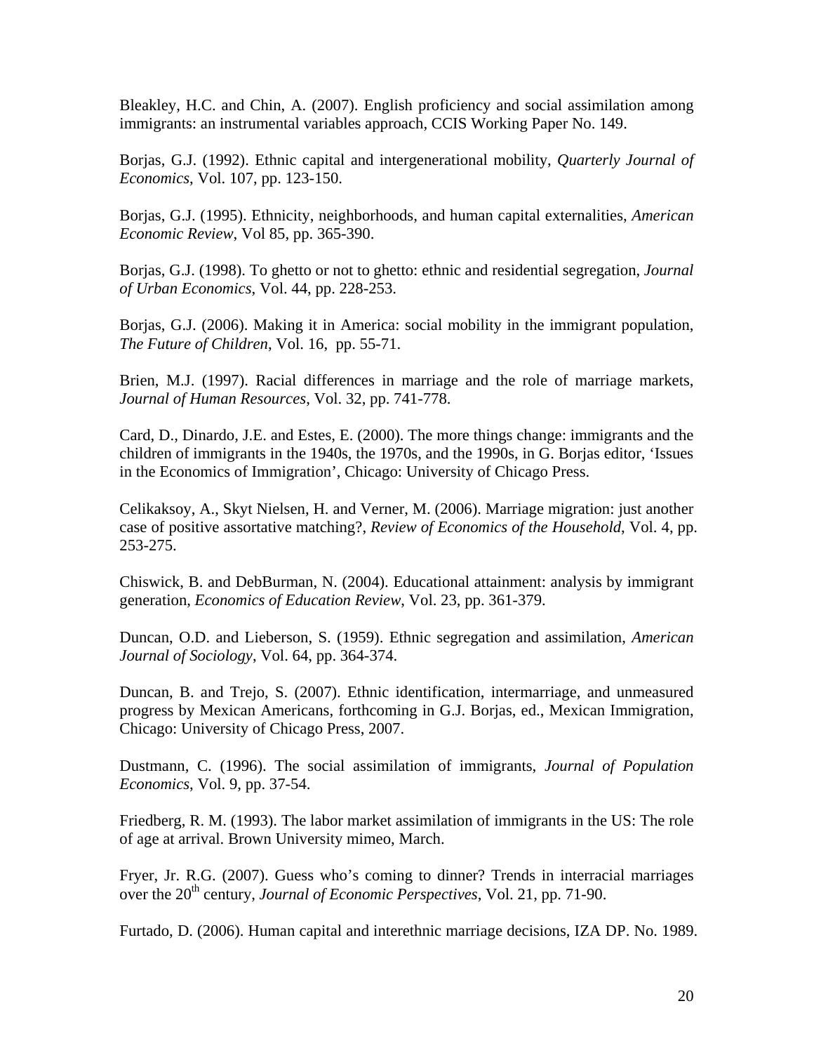Bleakley, H.C. and Chin, A. (2007). English proficiency and social assimilation among immigrants: an instrumental variables approach, CCIS Working Paper No. 149.

Borjas, G.J. (1992). Ethnic capital and intergenerational mobility, *Quarterly Journal of Economics*, Vol. 107, pp. 123-150.

Borjas, G.J. (1995). Ethnicity, neighborhoods, and human capital externalities, *American Economic Review*, Vol 85, pp. 365-390.

Borjas, G.J. (1998). To ghetto or not to ghetto: ethnic and residential segregation, *Journal of Urban Economics*, Vol. 44, pp. 228-253.

Borjas, G.J. (2006). Making it in America: social mobility in the immigrant population, *The Future of Children*, Vol. 16, pp. 55-71.

Brien, M.J. (1997). Racial differences in marriage and the role of marriage markets, *Journal of Human Resources*, Vol. 32, pp. 741-778.

Card, D., Dinardo, J.E. and Estes, E. (2000). The more things change: immigrants and the children of immigrants in the 1940s, the 1970s, and the 1990s, in G. Borjas editor, 'Issues in the Economics of Immigration', Chicago: University of Chicago Press.

Celikaksoy, A., Skyt Nielsen, H. and Verner, M. (2006). Marriage migration: just another case of positive assortative matching?, *Review of Economics of the Household*, Vol. 4, pp. 253-275.

Chiswick, B. and DebBurman, N. (2004). Educational attainment: analysis by immigrant generation, *Economics of Education Review*, Vol. 23, pp. 361-379.

Duncan, O.D. and Lieberson, S. (1959). Ethnic segregation and assimilation, *American Journal of Sociology*, Vol. 64, pp. 364-374.

Duncan, B. and Trejo, S. (2007). Ethnic identification, intermarriage, and unmeasured progress by Mexican Americans, forthcoming in G.J. Borjas, ed., Mexican Immigration, Chicago: University of Chicago Press, 2007.

Dustmann, C. (1996). The social assimilation of immigrants, *Journal of Population Economics*, Vol. 9, pp. 37-54.

Friedberg, R. M. (1993). The labor market assimilation of immigrants in the US: The role of age at arrival. Brown University mimeo, March.

Fryer, Jr. R.G. (2007). Guess who's coming to dinner? Trends in interracial marriages over the 20th century, *Journal of Economic Perspectives*, Vol. 21, pp. 71-90.

Furtado, D. (2006). Human capital and interethnic marriage decisions, IZA DP. No. 1989.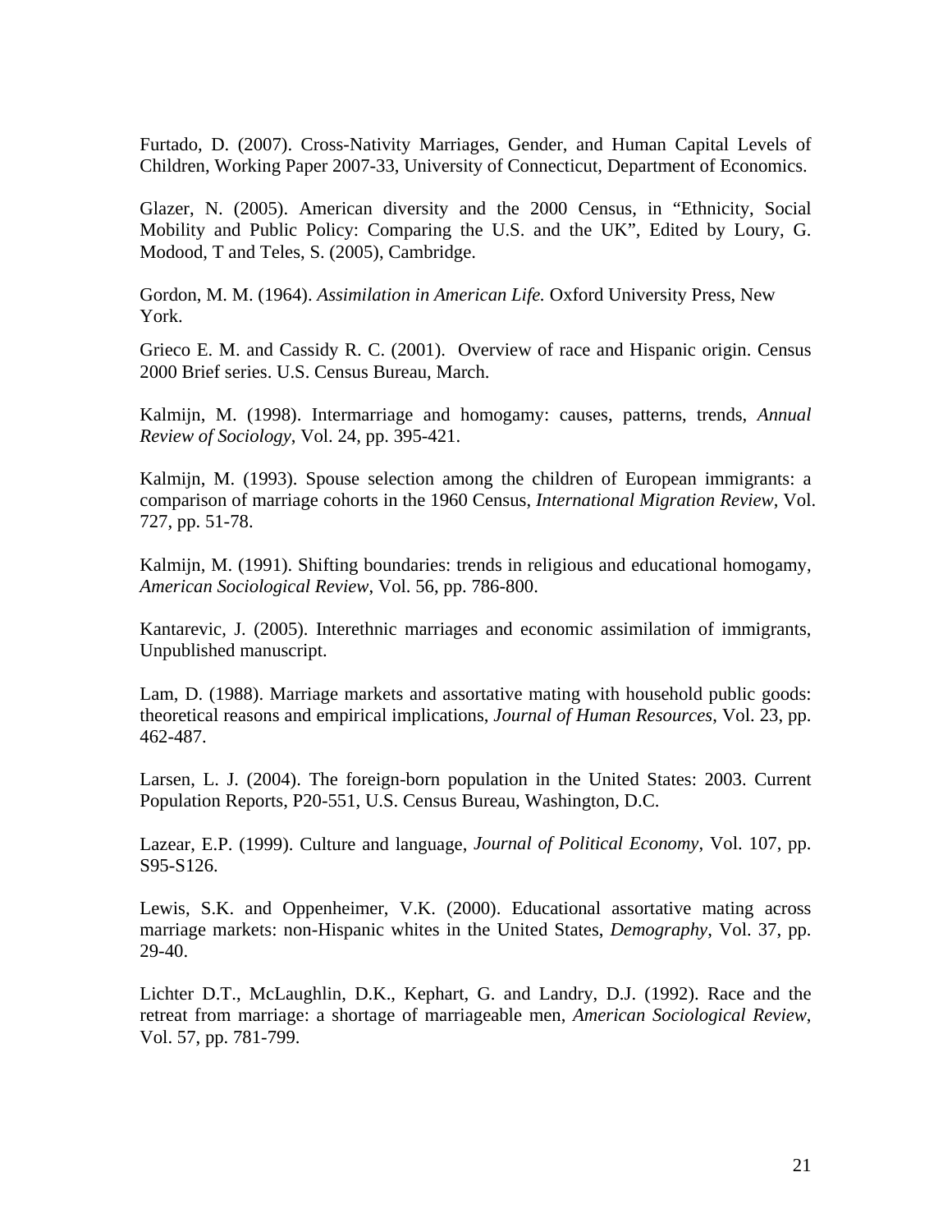Furtado, D. (2007). Cross-Nativity Marriages, Gender, and Human Capital Levels of Children, Working Paper 2007-33, University of Connecticut, Department of Economics.

Glazer, N. (2005). American diversity and the 2000 Census, in "Ethnicity, Social Mobility and Public Policy: Comparing the U.S. and the UK", Edited by Loury, G. Modood, T and Teles, S. (2005), Cambridge.

Gordon, M. M. (1964). *Assimilation in American Life.* Oxford University Press, New York.

Grieco E. M. and Cassidy R. C. (2001). Overview of race and Hispanic origin. Census 2000 Brief series. U.S. Census Bureau, March.

Kalmijn, M. (1998). Intermarriage and homogamy: causes, patterns, trends, *Annual Review of Sociology*, Vol. 24, pp. 395-421.

Kalmijn, M. (1993). Spouse selection among the children of European immigrants: a comparison of marriage cohorts in the 1960 Census, *International Migration Review*, Vol. 727, pp. 51-78.

Kalmijn, M. (1991). Shifting boundaries: trends in religious and educational homogamy, *American Sociological Review*, Vol. 56, pp. 786-800.

Kantarevic, J. (2005). Interethnic marriages and economic assimilation of immigrants, Unpublished manuscript.

Lam, D. (1988). Marriage markets and assortative mating with household public goods: theoretical reasons and empirical implications, *Journal of Human Resources*, Vol. 23, pp. 462-487.

Larsen, L. J. (2004). The foreign-born population in the United States: 2003. Current Population Reports, P20-551, U.S. Census Bureau, Washington, D.C.

Lazear, E.P. (1999). Culture and language, *Journal of Political Economy*, Vol. 107, pp. S95-S126.

Lewis, S.K. and Oppenheimer, V.K. (2000). Educational assortative mating across marriage markets: non-Hispanic whites in the United States, *Demography*, Vol. 37, pp. 29-40.

Lichter D.T., McLaughlin, D.K., Kephart, G. and Landry, D.J. (1992). Race and the retreat from marriage: a shortage of marriageable men, *American Sociological Review*, Vol. 57, pp. 781-799.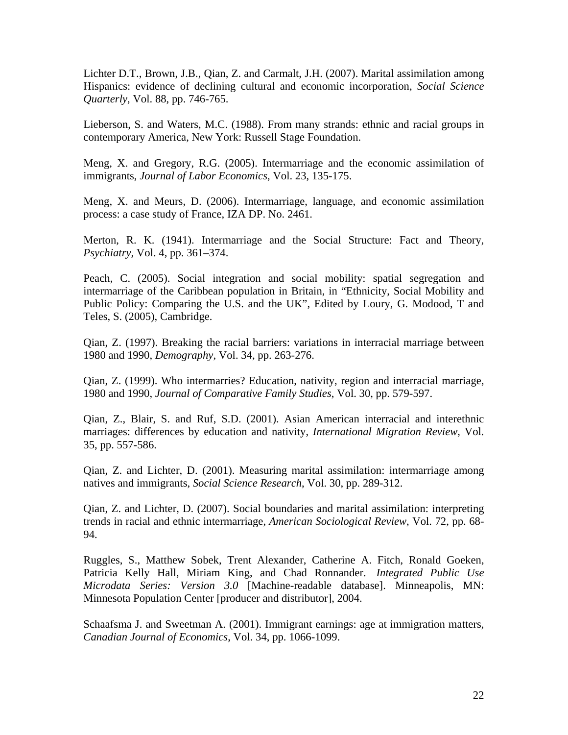Lichter D.T., Brown, J.B., Qian, Z. and Carmalt, J.H. (2007). Marital assimilation among Hispanics: evidence of declining cultural and economic incorporation, *Social Science Quarterly*, Vol. 88, pp. 746-765.

Lieberson, S. and Waters, M.C. (1988). From many strands: ethnic and racial groups in contemporary America, New York: Russell Stage Foundation.

Meng, X. and Gregory, R.G. (2005). Intermarriage and the economic assimilation of immigrants, *Journal of Labor Economics*, Vol. 23, 135-175.

Meng, X. and Meurs, D. (2006). Intermarriage, language, and economic assimilation process: a case study of France, IZA DP. No. 2461.

Merton, R. K. (1941). Intermarriage and the Social Structure: Fact and Theory, *Psychiatry*, Vol. 4, pp. 361–374.

Peach, C. (2005). Social integration and social mobility: spatial segregation and intermarriage of the Caribbean population in Britain, in "Ethnicity, Social Mobility and Public Policy: Comparing the U.S. and the UK", Edited by Loury, G. Modood, T and Teles, S. (2005), Cambridge.

Qian, Z. (1997). Breaking the racial barriers: variations in interracial marriage between 1980 and 1990, *Demography*, Vol. 34, pp. 263-276.

Qian, Z. (1999). Who intermarries? Education, nativity, region and interracial marriage, 1980 and 1990, *Journal of Comparative Family Studies*, Vol. 30, pp. 579-597.

Qian, Z., Blair, S. and Ruf, S.D. (2001). Asian American interracial and interethnic marriages: differences by education and nativity, *International Migration Review*, Vol. 35, pp. 557-586.

Qian, Z. and Lichter, D. (2001). Measuring marital assimilation: intermarriage among natives and immigrants, *Social Science Research*, Vol. 30, pp. 289-312.

Qian, Z. and Lichter, D. (2007). Social boundaries and marital assimilation: interpreting trends in racial and ethnic intermarriage, *American Sociological Review*, Vol. 72, pp. 68-94.

Ruggles, S., Matthew Sobek, Trent Alexander, Catherine A. Fitch, Ronald Goeken, Patricia Kelly Hall, Miriam King, and Chad Ronnander. *Integrated Public Use Microdata Series: Version 3.0* [Machine-readable database]. Minneapolis, MN: Minnesota Population Center [producer and distributor], 2004.

Schaafsma J. and Sweetman A. (2001). Immigrant earnings: age at immigration matters, *Canadian Journal of Economics*, Vol. 34, pp. 1066-1099.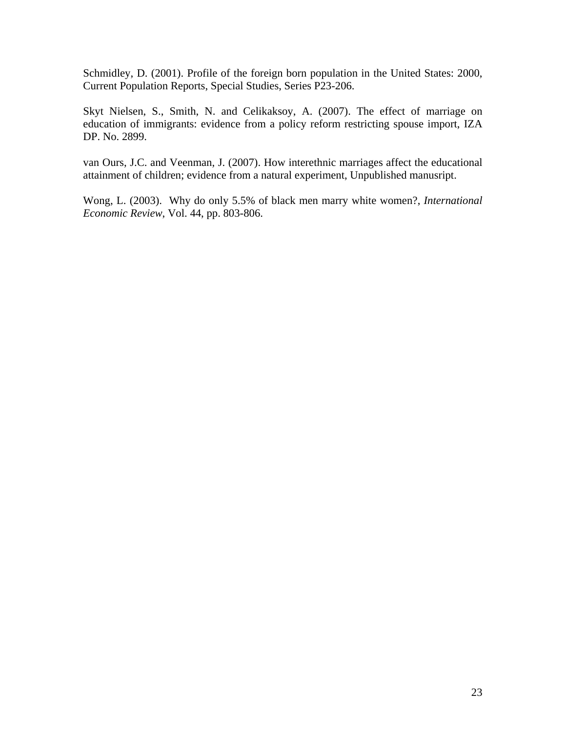Schmidley, D. (2001). Profile of the foreign born population in the United States: 2000, Current Population Reports, Special Studies, Series P23-206.

Skyt Nielsen, S., Smith, N. and Celikaksoy, A. (2007). The effect of marriage on education of immigrants: evidence from a policy reform restricting spouse import, IZA DP. No. 2899.

van Ours, J.C. and Veenman, J. (2007). How interethnic marriages affect the educational attainment of children; evidence from a natural experiment, Unpublished manusript.

Wong, L. (2003). Why do only 5.5% of black men marry white women?, *International Economic Review*, Vol. 44, pp. 803-806.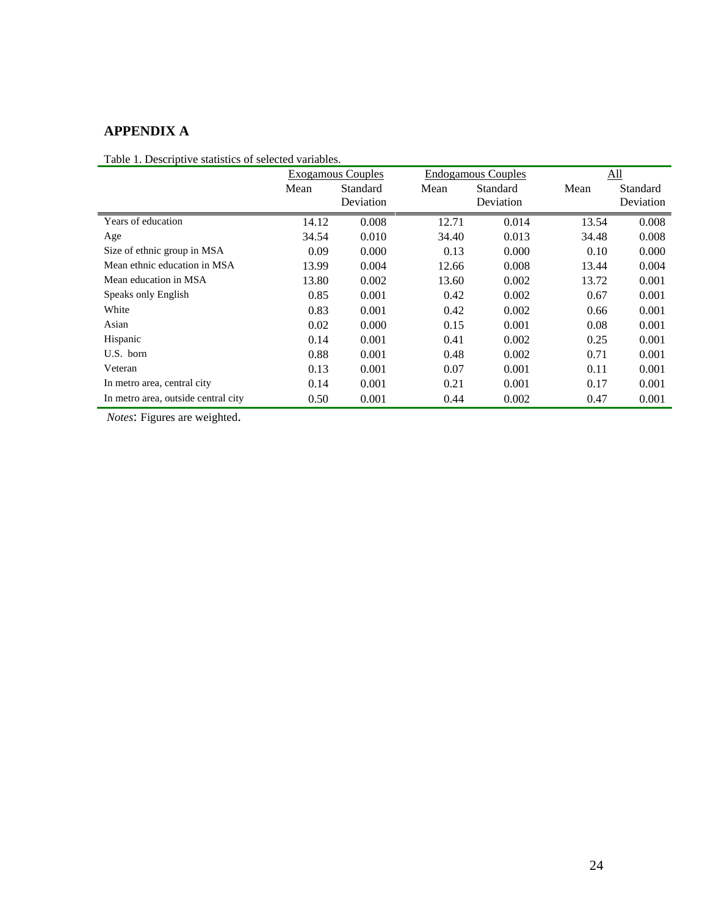## APPENDIX A

Table 1. Descriptive statistics of selected variables.

| | Exogamous Couples | | Endogamous Couples | | All | |
|---|---|---|---|---|---|---|
| | Mean | Standard Deviation | Mean | Standard Deviation | Mean | Standard Deviation |
| Years of education | 14.12 | 0.008 | 12.71 | 0.014 | 13.54 | 0.008 |
| Age | 34.54 | 0.010 | 34.40 | 0.013 | 34.48 | 0.008 |
| Size of ethnic group in MSA | 0.09 | 0.000 | 0.13 | 0.000 | 0.10 | 0.000 |
| Mean ethnic education in MSA | 13.99 | 0.004 | 12.66 | 0.008 | 13.44 | 0.004 |
| Mean education in MSA | 13.80 | 0.002 | 13.60 | 0.002 | 13.72 | 0.001 |
| Speaks only English | 0.85 | 0.001 | 0.42 | 0.002 | 0.67 | 0.001 |
| White | 0.83 | 0.001 | 0.42 | 0.002 | 0.66 | 0.001 |
| Asian | 0.02 | 0.000 | 0.15 | 0.001 | 0.08 | 0.001 |
| Hispanic | 0.14 | 0.001 | 0.41 | 0.002 | 0.25 | 0.001 |
| U.S. born | 0.88 | 0.001 | 0.48 | 0.002 | 0.71 | 0.001 |
| Veteran | 0.13 | 0.001 | 0.07 | 0.001 | 0.11 | 0.001 |
| In metro area, central city | 0.14 | 0.001 | 0.21 | 0.001 | 0.17 | 0.001 |
| In metro area, outside central city | 0.50 | 0.001 | 0.44 | 0.002 | 0.47 | 0.001 |

*Notes*: Figures are weighted.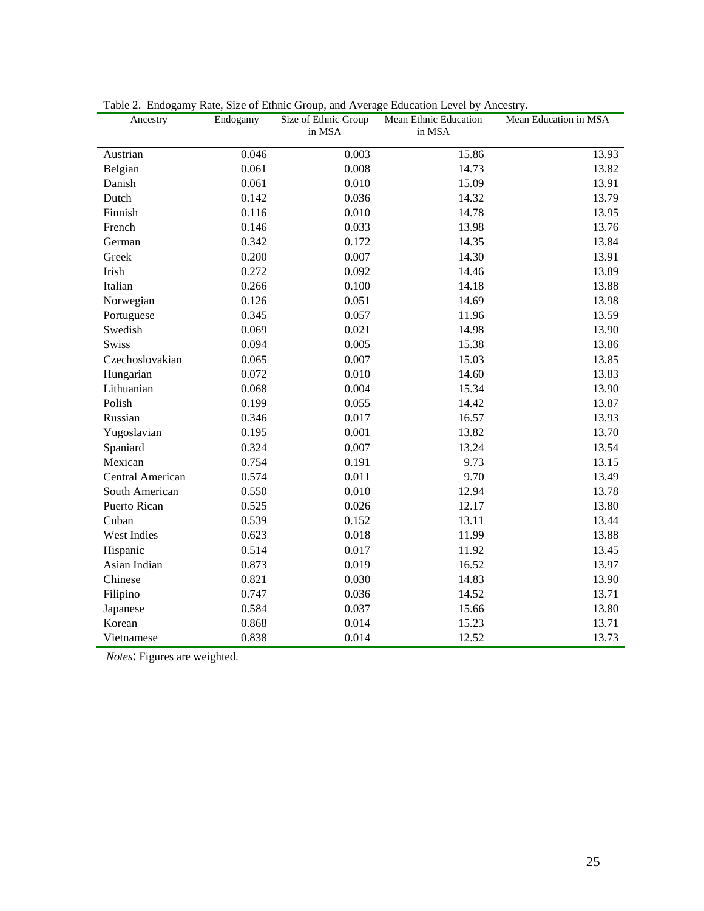Table 2. Endogamy Rate, Size of Ethnic Group, and Average Education Level by Ancestry.

| Ancestry | Endogamy | Size of Ethnic Group in MSA | Mean Ethnic Education in MSA | Mean Education in MSA |
|---|---|---|---|---|
| Austrian | 0.046 | 0.003 | 15.86 | 13.93 |
| Belgian | 0.061 | 0.008 | 14.73 | 13.82 |
| Danish | 0.061 | 0.010 | 15.09 | 13.91 |
| Dutch | 0.142 | 0.036 | 14.32 | 13.79 |
| Finnish | 0.116 | 0.010 | 14.78 | 13.95 |
| French | 0.146 | 0.033 | 13.98 | 13.76 |
| German | 0.342 | 0.172 | 14.35 | 13.84 |
| Greek | 0.200 | 0.007 | 14.30 | 13.91 |
| Irish | 0.272 | 0.092 | 14.46 | 13.89 |
| Italian | 0.266 | 0.100 | 14.18 | 13.88 |
| Norwegian | 0.126 | 0.051 | 14.69 | 13.98 |
| Portuguese | 0.345 | 0.057 | 11.96 | 13.59 |
| Swedish | 0.069 | 0.021 | 14.98 | 13.90 |
| Swiss | 0.094 | 0.005 | 15.38 | 13.86 |
| Czechoslovakian | 0.065 | 0.007 | 15.03 | 13.85 |
| Hungarian | 0.072 | 0.010 | 14.60 | 13.83 |
| Lithuanian | 0.068 | 0.004 | 15.34 | 13.90 |
| Polish | 0.199 | 0.055 | 14.42 | 13.87 |
| Russian | 0.346 | 0.017 | 16.57 | 13.93 |
| Yugoslavian | 0.195 | 0.001 | 13.82 | 13.70 |
| Spaniard | 0.324 | 0.007 | 13.24 | 13.54 |
| Mexican | 0.754 | 0.191 | 9.73 | 13.15 |
| Central American | 0.574 | 0.011 | 9.70 | 13.49 |
| South American | 0.550 | 0.010 | 12.94 | 13.78 |
| Puerto Rican | 0.525 | 0.026 | 12.17 | 13.80 |
| Cuban | 0.539 | 0.152 | 13.11 | 13.44 |
| West Indies | 0.623 | 0.018 | 11.99 | 13.88 |
| Hispanic | 0.514 | 0.017 | 11.92 | 13.45 |
| Asian Indian | 0.873 | 0.019 | 16.52 | 13.97 |
| Chinese | 0.821 | 0.030 | 14.83 | 13.90 |
| Filipino | 0.747 | 0.036 | 14.52 | 13.71 |
| Japanese | 0.584 | 0.037 | 15.66 | 13.80 |
| Korean | 0.868 | 0.014 | 15.23 | 13.71 |
| Vietnamese | 0.838 | 0.014 | 12.52 | 13.73 |

*Notes*: Figures are weighted.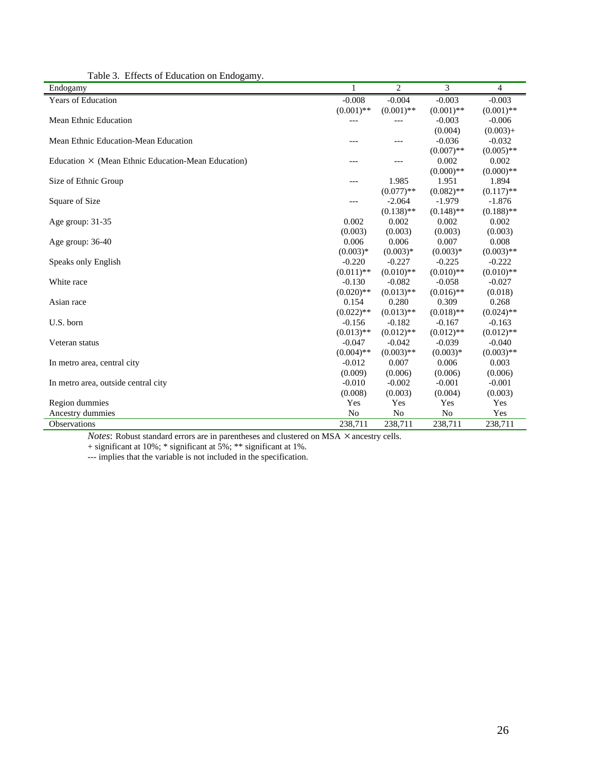Table 3. Effects of Education on Endogamy.

| Endogamy | 1 | 2 | 3 | 4 |
|---|---|---|---|---|
| Years of Education | -0.008 | -0.004 | -0.003 | -0.003 |
| | (0.001)** | (0.001)** | (0.001)** | (0.001)** |
| Mean Ethnic Education | --- | --- | -0.003 | -0.006 |
| | | | (0.004) | (0.003)+ |
| Mean Ethnic Education-Mean Education | --- | --- | -0.036 | -0.032 |
| | | | (0.007)** | (0.005)** |
| Education × (Mean Ethnic Education-Mean Education) | --- | --- | 0.002 | 0.002 |
| | | | (0.000)** | (0.000)** |
| Size of Ethnic Group | --- | 1.985 | 1.951 | 1.894 |
| | | (0.077)** | (0.082)** | (0.117)** |
| Square of Size | --- | -2.064 | -1.979 | -1.876 |
| | | (0.138)** | (0.148)** | (0.188)** |
| Age group: 31-35 | 0.002 | 0.002 | 0.002 | 0.002 |
| | (0.003) | (0.003) | (0.003) | (0.003) |
| Age group: 36-40 | 0.006 | 0.006 | 0.007 | 0.008 |
| | (0.003)* | (0.003)* | (0.003)* | (0.003)** |
| Speaks only English | -0.220 | -0.227 | -0.225 | -0.222 |
| | (0.011)** | (0.010)** | (0.010)** | (0.010)** |
| White race | -0.130 | -0.082 | -0.058 | -0.027 |
| | (0.020)** | (0.013)** | (0.016)** | (0.018) |
| Asian race | 0.154 | 0.280 | 0.309 | 0.268 |
| | (0.022)** | (0.013)** | (0.018)** | (0.024)** |
| U.S. born | -0.156 | -0.182 | -0.167 | -0.163 |
| | (0.013)** | (0.012)** | (0.012)** | (0.012)** |
| Veteran status | -0.047 | -0.042 | -0.039 | -0.040 |
| | (0.004)** | (0.003)** | (0.003)* | (0.003)** |
| In metro area, central city | -0.012 | 0.007 | 0.006 | 0.003 |
| | (0.009) | (0.006) | (0.006) | (0.006) |
| In metro area, outside central city | -0.010 | -0.002 | -0.001 | -0.001 |
| | (0.008) | (0.003) | (0.004) | (0.003) |
| Region dummies | Yes | Yes | Yes | Yes |
| Ancestry dummies | No | No | No | Yes |
| Observations | 238,711 | 238,711 | 238,711 | 238,711 |

*Notes*: Robust standard errors are in parentheses and clustered on MSA × ancestry cells.
+ significant at 10%; * significant at 5%; ** significant at 1%.
--- implies that the variable is not included in the specification.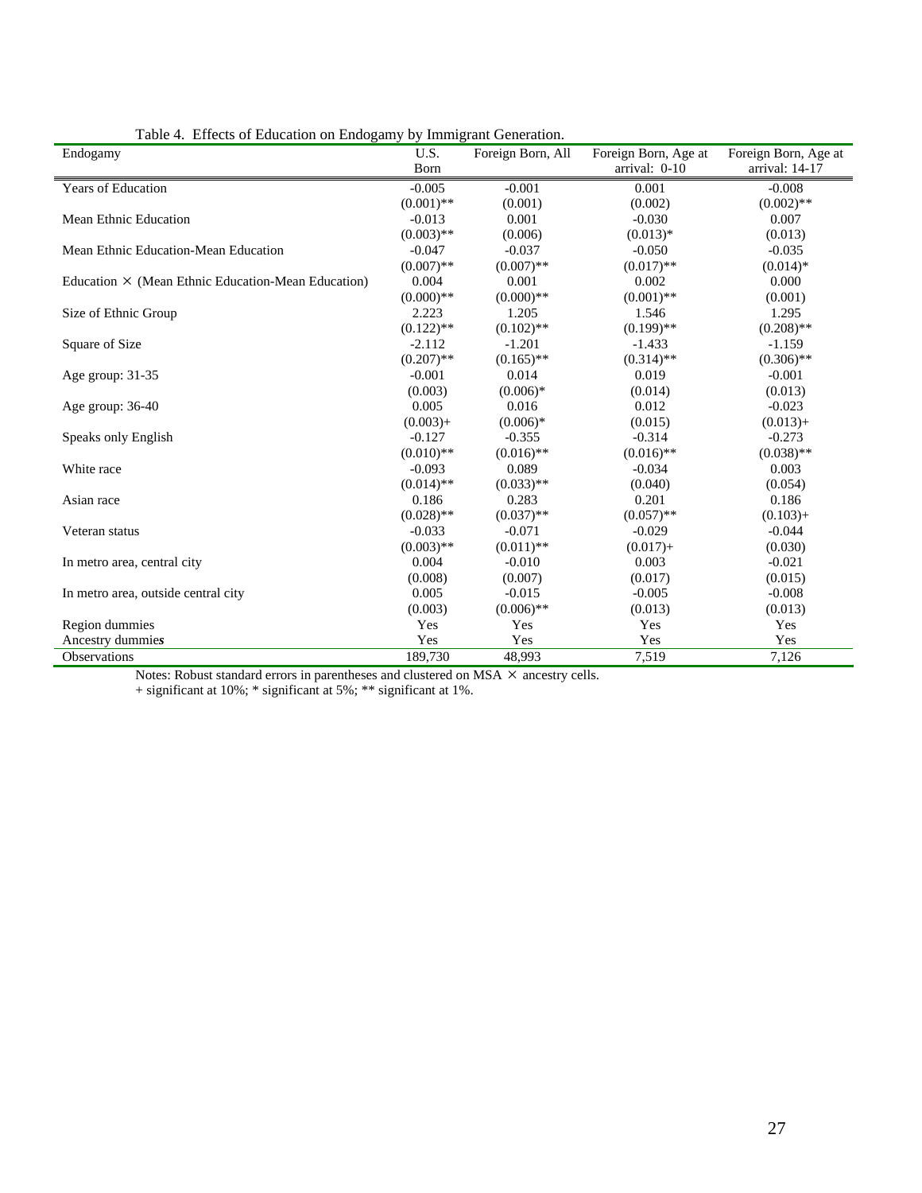Table 4. Effects of Education on Endogamy by Immigrant Generation.

| Endogamy | U.S. Born | Foreign Born, All | Foreign Born, Age at arrival: 0-10 | Foreign Born, Age at arrival: 14-17 |
|---|---|---|---|---|
| Years of Education | -0.005 | -0.001 | 0.001 | -0.008 |
| | (0.001)** | (0.001) | (0.002) | (0.002)** |
| Mean Ethnic Education | -0.013 | 0.001 | -0.030 | 0.007 |
| | (0.003)** | (0.006) | (0.013)* | (0.013) |
| Mean Ethnic Education-Mean Education | -0.047 | -0.037 | -0.050 | -0.035 |
| | (0.007)** | (0.007)** | (0.017)** | (0.014)* |
| Education × (Mean Ethnic Education-Mean Education) | 0.004 | 0.001 | 0.002 | 0.000 |
| | (0.000)** | (0.000)** | (0.001)** | (0.001) |
| Size of Ethnic Group | 2.223 | 1.205 | 1.546 | 1.295 |
| | (0.122)** | (0.102)** | (0.199)** | (0.208)** |
| Square of Size | -2.112 | -1.201 | -1.433 | -1.159 |
| | (0.207)** | (0.165)** | (0.314)** | (0.306)** |
| Age group: 31-35 | -0.001 | 0.014 | 0.019 | -0.001 |
| | (0.003) | (0.006)* | (0.014) | (0.013) |
| Age group: 36-40 | 0.005 | 0.016 | 0.012 | -0.023 |
| | (0.003)+ | (0.006)* | (0.015) | (0.013)+ |
| Speaks only English | -0.127 | -0.355 | -0.314 | -0.273 |
| | (0.010)** | (0.016)** | (0.016)** | (0.038)** |
| White race | -0.093 | 0.089 | -0.034 | 0.003 |
| | (0.014)** | (0.033)** | (0.040) | (0.054) |
| Asian race | 0.186 | 0.283 | 0.201 | 0.186 |
| | (0.028)** | (0.037)** | (0.057)** | (0.103)+ |
| Veteran status | -0.033 | -0.071 | -0.029 | -0.044 |
| | (0.003)** | (0.011)** | (0.017)+ | (0.030) |
| In metro area, central city | 0.004 | -0.010 | 0.003 | -0.021 |
| | (0.008) | (0.007) | (0.017) | (0.015) |
| In metro area, outside central city | 0.005 | -0.015 | -0.005 | -0.008 |
| | (0.003) | (0.006)** | (0.013) | (0.013) |
| Region dummies | Yes | Yes | Yes | Yes |
| Ancestry dummies | Yes | Yes | Yes | Yes |
| Observations | 189,730 | 48,993 | 7,519 | 7,126 |

Notes: Robust standard errors in parentheses and clustered on MSA × ancestry cells.
+ significant at 10%; * significant at 5%; ** significant at 1%.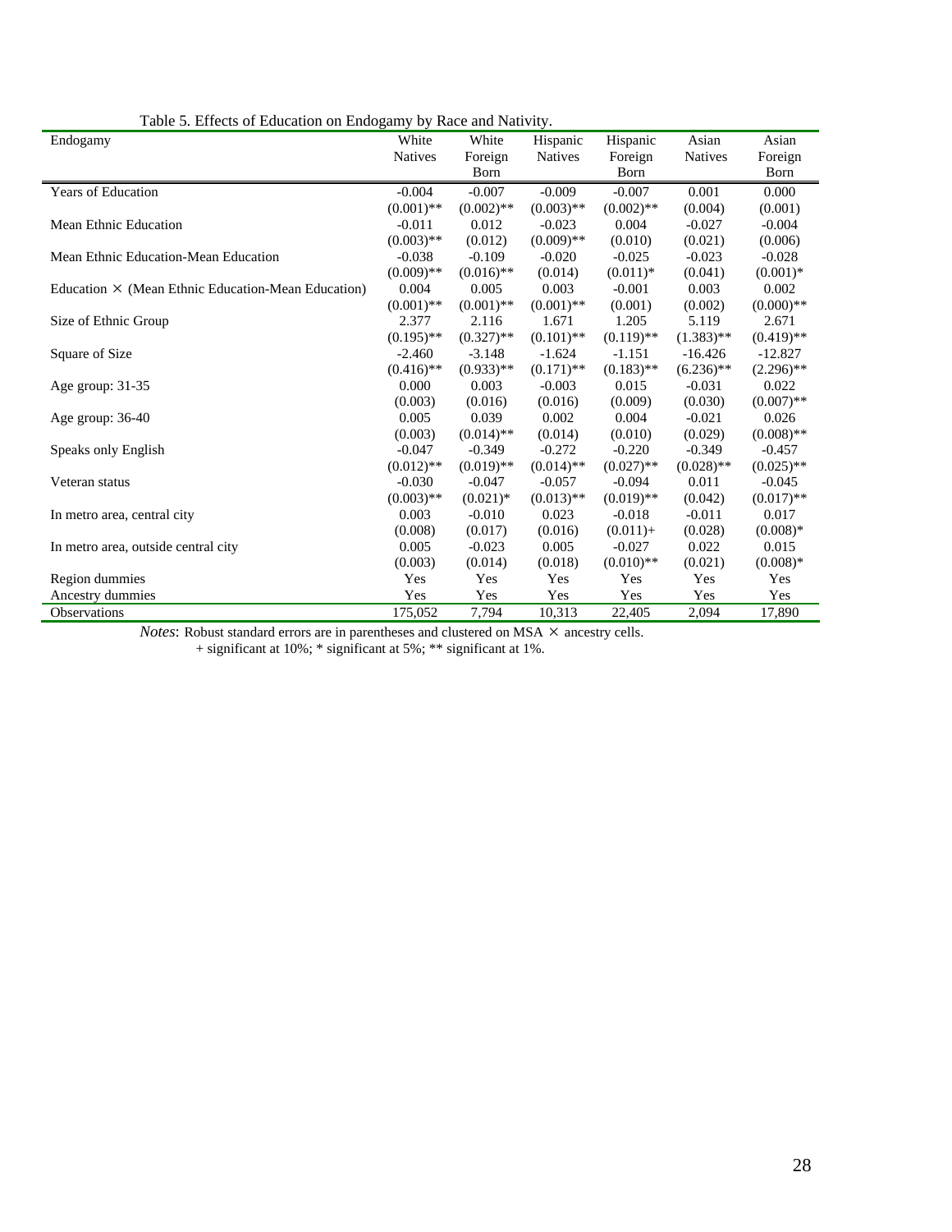Table 5. Effects of Education on Endogamy by Race and Nativity.

| Endogamy | White Natives | White Foreign Born | Hispanic Natives | Hispanic Foreign Born | Asian Natives | Asian Foreign Born |
|---|---|---|---|---|---|---|
| Years of Education | -0.004 | -0.007 | -0.009 | -0.007 | 0.001 | 0.000 |
| | (0.001)** | (0.002)** | (0.003)** | (0.002)** | (0.004) | (0.001) |
| Mean Ethnic Education | -0.011 | 0.012 | -0.023 | 0.004 | -0.027 | -0.004 |
| | (0.003)** | (0.012) | (0.009)** | (0.010) | (0.021) | (0.006) |
| Mean Ethnic Education-Mean Education | -0.038 | -0.109 | -0.020 | -0.025 | -0.023 | -0.028 |
| | (0.009)** | (0.016)** | (0.014) | (0.011)* | (0.041) | (0.001)* |
| Education × (Mean Ethnic Education-Mean Education) | 0.004 | 0.005 | 0.003 | -0.001 | 0.003 | 0.002 |
| | (0.001)** | (0.001)** | (0.001)** | (0.001) | (0.002) | (0.000)** |
| Size of Ethnic Group | 2.377 | 2.116 | 1.671 | 1.205 | 5.119 | 2.671 |
| | (0.195)** | (0.327)** | (0.101)** | (0.119)** | (1.383)** | (0.419)** |
| Square of Size | -2.460 | -3.148 | -1.624 | -1.151 | -16.426 | -12.827 |
| | (0.416)** | (0.933)** | (0.171)** | (0.183)** | (6.236)** | (2.296)** |
| Age group: 31-35 | 0.000 | 0.003 | -0.003 | 0.015 | -0.031 | 0.022 |
| | (0.003) | (0.016) | (0.016) | (0.009) | (0.030) | (0.007)** |
| Age group: 36-40 | 0.005 | 0.039 | 0.002 | 0.004 | -0.021 | 0.026 |
| | (0.003) | (0.014)** | (0.014) | (0.010) | (0.029) | (0.008)** |
| Speaks only English | -0.047 | -0.349 | -0.272 | -0.220 | -0.349 | -0.457 |
| | (0.012)** | (0.019)** | (0.014)** | (0.027)** | (0.028)** | (0.025)** |
| Veteran status | -0.030 | -0.047 | -0.057 | -0.094 | 0.011 | -0.045 |
| | (0.003)** | (0.021)* | (0.013)** | (0.019)** | (0.042) | (0.017)** |
| In metro area, central city | 0.003 | -0.010 | 0.023 | -0.018 | -0.011 | 0.017 |
| | (0.008) | (0.017) | (0.016) | (0.011)+ | (0.028) | (0.008)* |
| In metro area, outside central city | 0.005 | -0.023 | 0.005 | -0.027 | 0.022 | 0.015 |
| | (0.003) | (0.014) | (0.018) | (0.010)** | (0.021) | (0.008)* |
| Region dummies | Yes | Yes | Yes | Yes | Yes | Yes |
| Ancestry dummies | Yes | Yes | Yes | Yes | Yes | Yes |
| Observations | 175,052 | 7,794 | 10,313 | 22,405 | 2,094 | 17,890 |

*Notes*: Robust standard errors are in parentheses and clustered on MSA × ancestry cells.
+ significant at 10%; * significant at 5%; ** significant at 1%.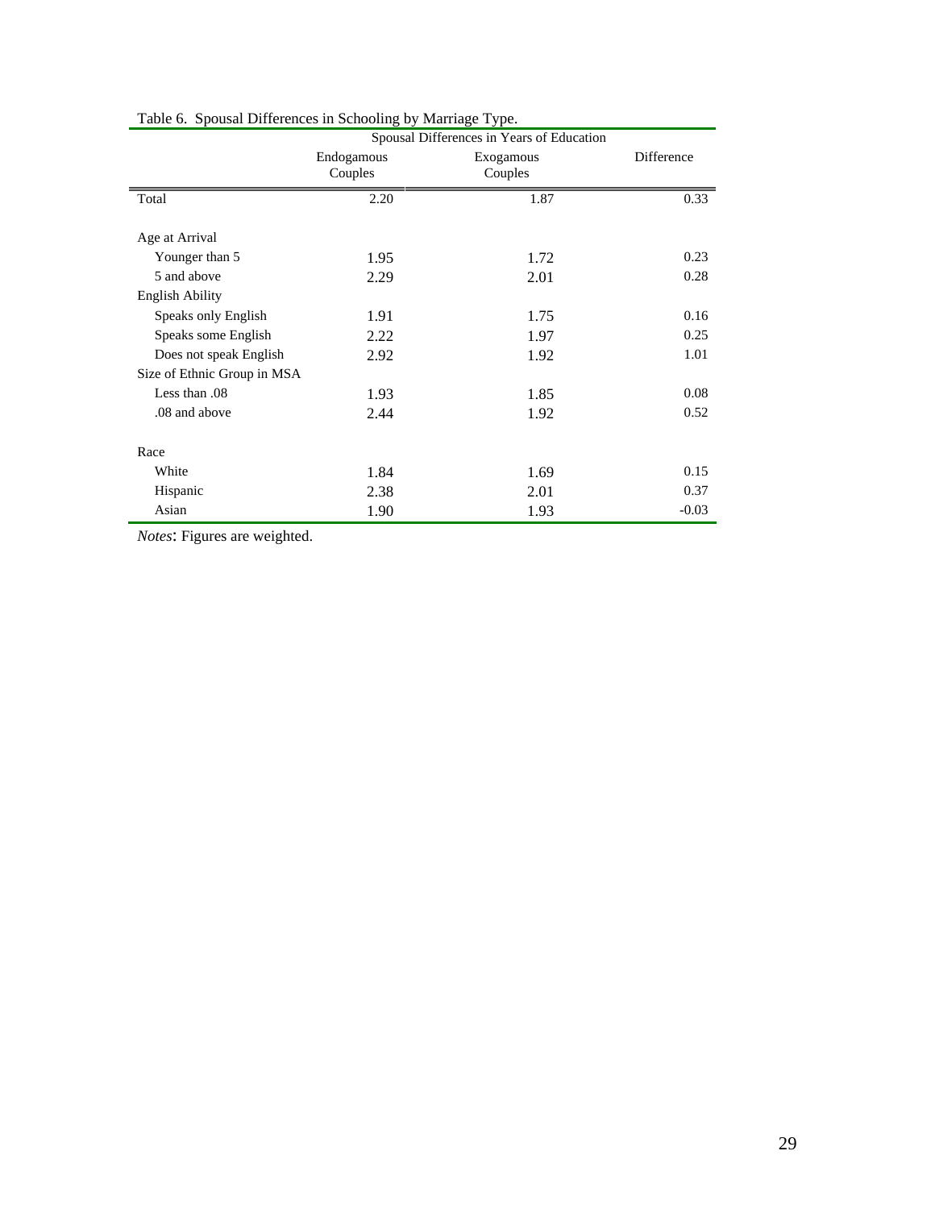Table 6. Spousal Differences in Schooling by Marriage Type.

| | Spousal Differences in Years of Education | | |
|---|---|---|---|
| | Endogamous Couples | Exogamous Couples | Difference |
| Total | 2.20 | 1.87 | 0.33 |
| Age at Arrival | | | |
| Younger than 5 | 1.95 | 1.72 | 0.23 |
| 5 and above | 2.29 | 2.01 | 0.28 |
| English Ability | | | |
| Speaks only English | 1.91 | 1.75 | 0.16 |
| Speaks some English | 2.22 | 1.97 | 0.25 |
| Does not speak English | 2.92 | 1.92 | 1.01 |
| Size of Ethnic Group in MSA | | | |
| Less than .08 | 1.93 | 1.85 | 0.08 |
| .08 and above | 2.44 | 1.92 | 0.52 |
| Race | | | |
| White | 1.84 | 1.69 | 0.15 |
| Hispanic | 2.38 | 2.01 | 0.37 |
| Asian | 1.90 | 1.93 | -0.03 |

*Notes*: Figures are weighted.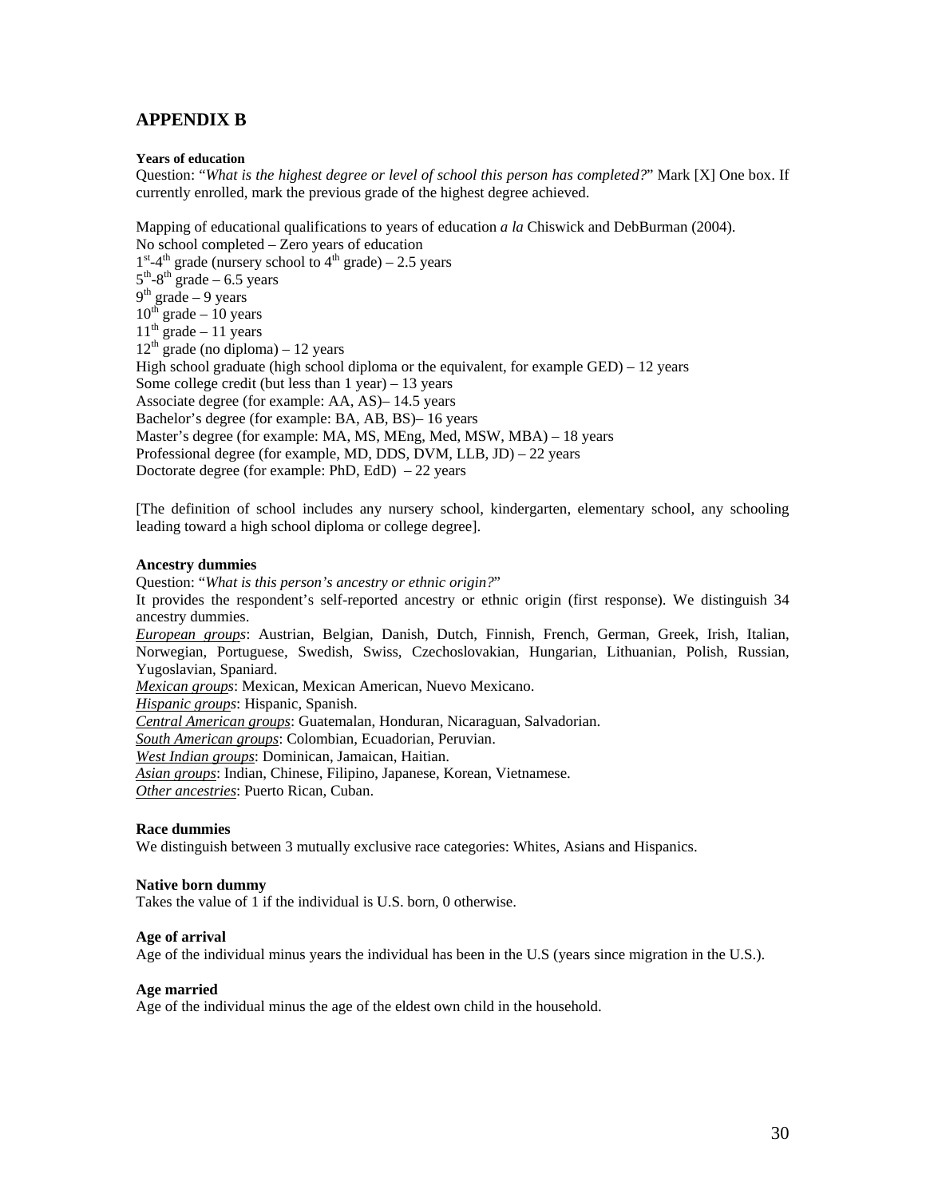## APPENDIX B

**Years of education**

Question: "*What is the highest degree or level of school this person has completed?*" Mark [X] One box. If currently enrolled, mark the previous grade of the highest degree achieved.

Mapping of educational qualifications to years of education *a la* Chiswick and DebBurman (2004).
No school completed – Zero years of education
1st-4th grade (nursery school to 4th grade) – 2.5 years
5th-8th grade – 6.5 years
9th grade – 9 years
10th grade – 10 years
11th grade – 11 years
12th grade (no diploma) – 12 years
High school graduate (high school diploma or the equivalent, for example GED) – 12 years
Some college credit (but less than 1 year) – 13 years
Associate degree (for example: AA, AS)– 14.5 years
Bachelor's degree (for example: BA, AB, BS)– 16 years
Master's degree (for example: MA, MS, MEng, Med, MSW, MBA) – 18 years
Professional degree (for example, MD, DDS, DVM, LLB, JD) – 22 years
Doctorate degree (for example: PhD, EdD) – 22 years

[The definition of school includes any nursery school, kindergarten, elementary school, any schooling leading toward a high school diploma or college degree].

**Ancestry dummies**

Question: "*What is this person's ancestry or ethnic origin?*"
It provides the respondent's self-reported ancestry or ethnic origin (first response). We distinguish 34 ancestry dummies.
*European groups*: Austrian, Belgian, Danish, Dutch, Finnish, French, German, Greek, Irish, Italian, Norwegian, Portuguese, Swedish, Swiss, Czechoslovakian, Hungarian, Lithuanian, Polish, Russian, Yugoslavian, Spaniard.
*Mexican groups*: Mexican, Mexican American, Nuevo Mexicano.
*Hispanic groups*: Hispanic, Spanish.
*Central American groups*: Guatemalan, Honduran, Nicaraguan, Salvadorian.
*South American groups*: Colombian, Ecuadorian, Peruvian.
*West Indian groups*: Dominican, Jamaican, Haitian.
*Asian groups*: Indian, Chinese, Filipino, Japanese, Korean, Vietnamese.
*Other ancestries*: Puerto Rican, Cuban.

**Race dummies**

We distinguish between 3 mutually exclusive race categories: Whites, Asians and Hispanics.

**Native born dummy**

Takes the value of 1 if the individual is U.S. born, 0 otherwise.

**Age of arrival**

Age of the individual minus years the individual has been in the U.S (years since migration in the U.S.).

**Age married**

Age of the individual minus the age of the eldest own child in the household.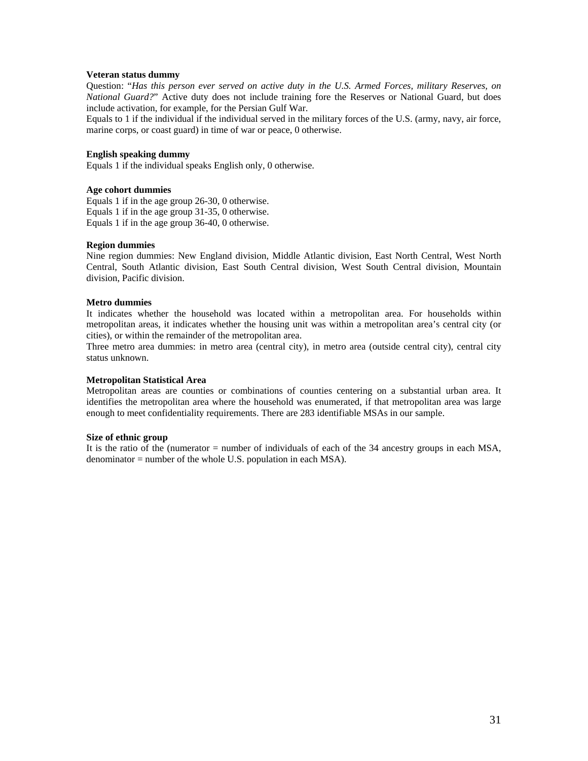**Veteran status dummy**

Question: "*Has this person ever served on active duty in the U.S. Armed Forces, military Reserves, on National Guard?*" Active duty does not include training fore the Reserves or National Guard, but does include activation, for example, for the Persian Gulf War.

Equals to 1 if the individual if the individual served in the military forces of the U.S. (army, navy, air force, marine corps, or coast guard) in time of war or peace, 0 otherwise.

**English speaking dummy**

Equals 1 if the individual speaks English only, 0 otherwise.

**Age cohort dummies**

Equals 1 if in the age group 26-30, 0 otherwise.
Equals 1 if in the age group 31-35, 0 otherwise.
Equals 1 if in the age group 36-40, 0 otherwise.

**Region dummies**

Nine region dummies: New England division, Middle Atlantic division, East North Central, West North Central, South Atlantic division, East South Central division, West South Central division, Mountain division, Pacific division.

**Metro dummies**

It indicates whether the household was located within a metropolitan area. For households within metropolitan areas, it indicates whether the housing unit was within a metropolitan area's central city (or cities), or within the remainder of the metropolitan area.

Three metro area dummies: in metro area (central city), in metro area (outside central city), central city status unknown.

**Metropolitan Statistical Area**

Metropolitan areas are counties or combinations of counties centering on a substantial urban area. It identifies the metropolitan area where the household was enumerated, if that metropolitan area was large enough to meet confidentiality requirements. There are 283 identifiable MSAs in our sample.

**Size of ethnic group**

It is the ratio of the (numerator = number of individuals of each of the 34 ancestry groups in each MSA, denominator = number of the whole U.S. population in each MSA).